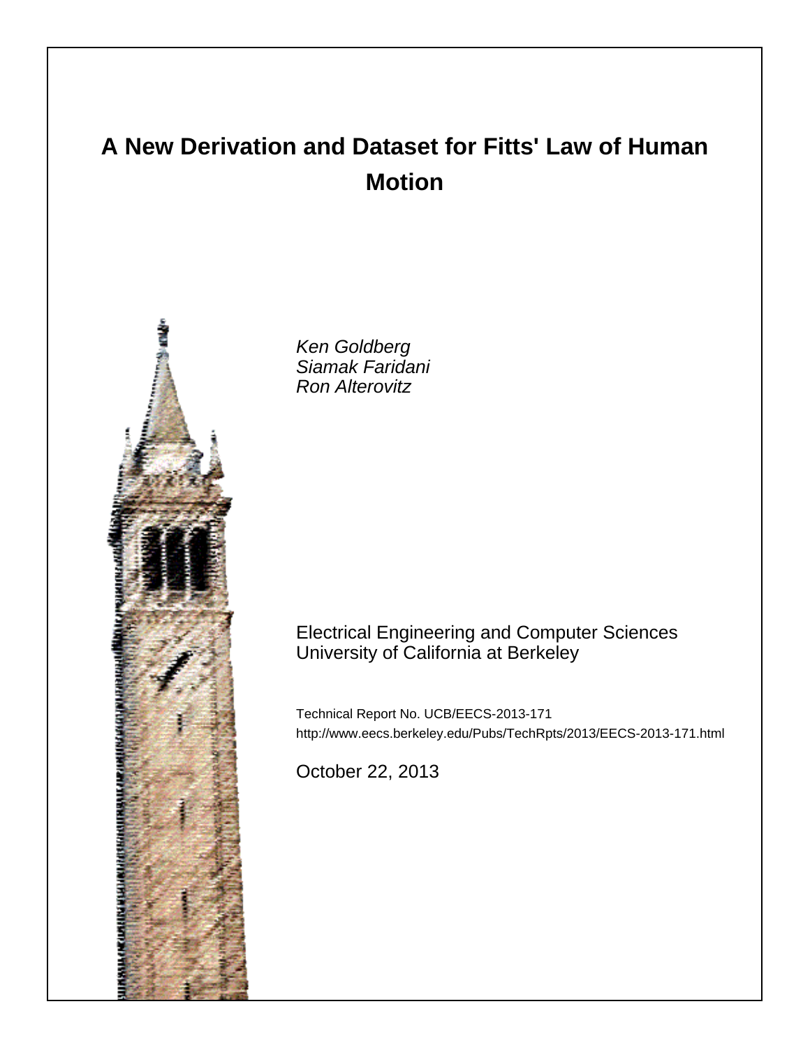# A New Derivation and Dataset for Fitts' Law of Human Motion

*Ken Goldberg*
*Siamak Faridani*
*Ron Alterovitz*

Electrical Engineering and Computer Sciences
University of California at Berkeley

Technical Report No. UCB/EECS-2013-171
http://www.eecs.berkeley.edu/Pubs/TechRpts/2013/EECS-2013-171.html

October 22, 2013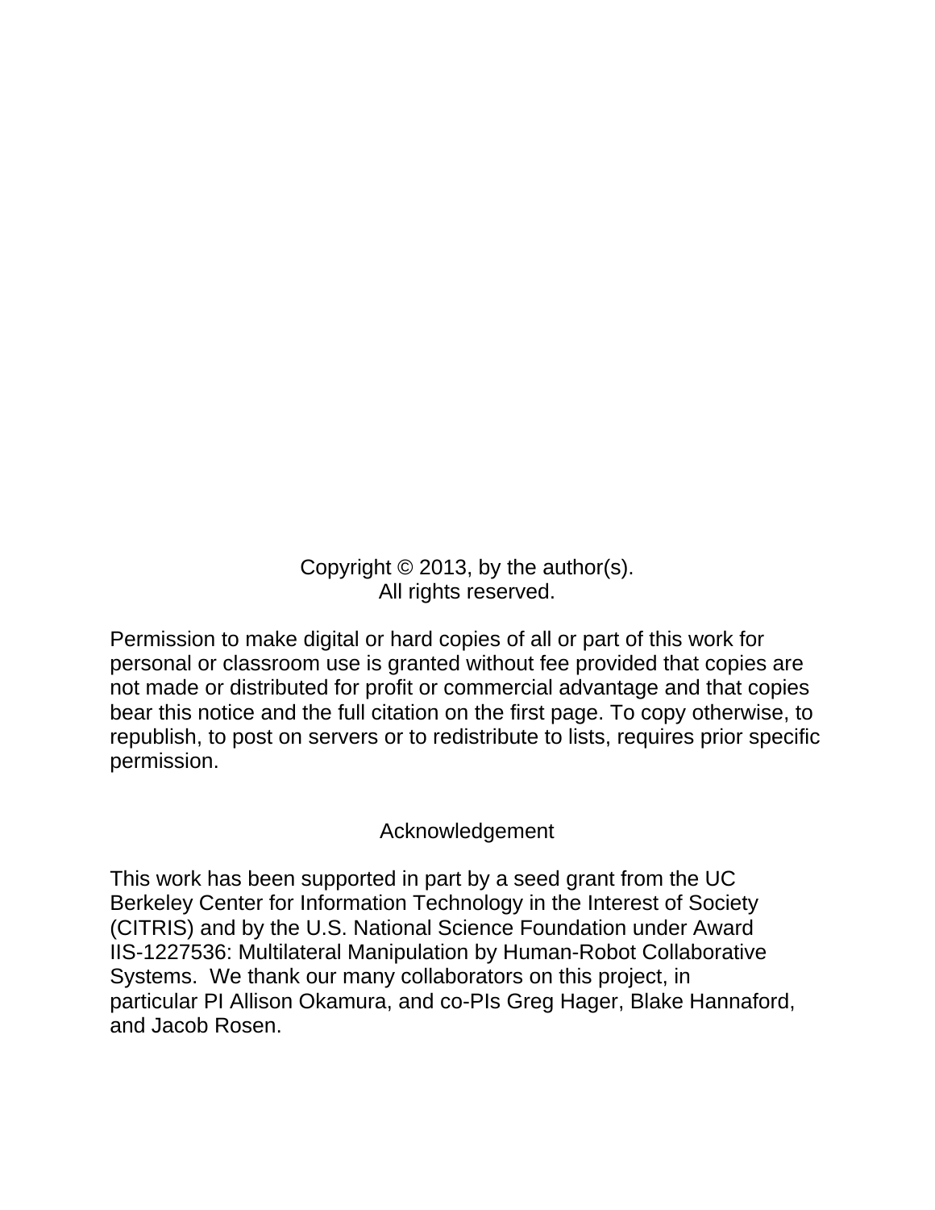Copyright © 2013, by the author(s).
All rights reserved.

Permission to make digital or hard copies of all or part of this work for personal or classroom use is granted without fee provided that copies are not made or distributed for profit or commercial advantage and that copies bear this notice and the full citation on the first page. To copy otherwise, to republish, to post on servers or to redistribute to lists, requires prior specific permission.

## Acknowledgement

This work has been supported in part by a seed grant from the UC Berkeley Center for Information Technology in the Interest of Society (CITRIS) and by the U.S. National Science Foundation under Award IIS-1227536: Multilateral Manipulation by Human-Robot Collaborative Systems. We thank our many collaborators on this project, in particular PI Allison Okamura, and co-PIs Greg Hager, Blake Hannaford, and Jacob Rosen.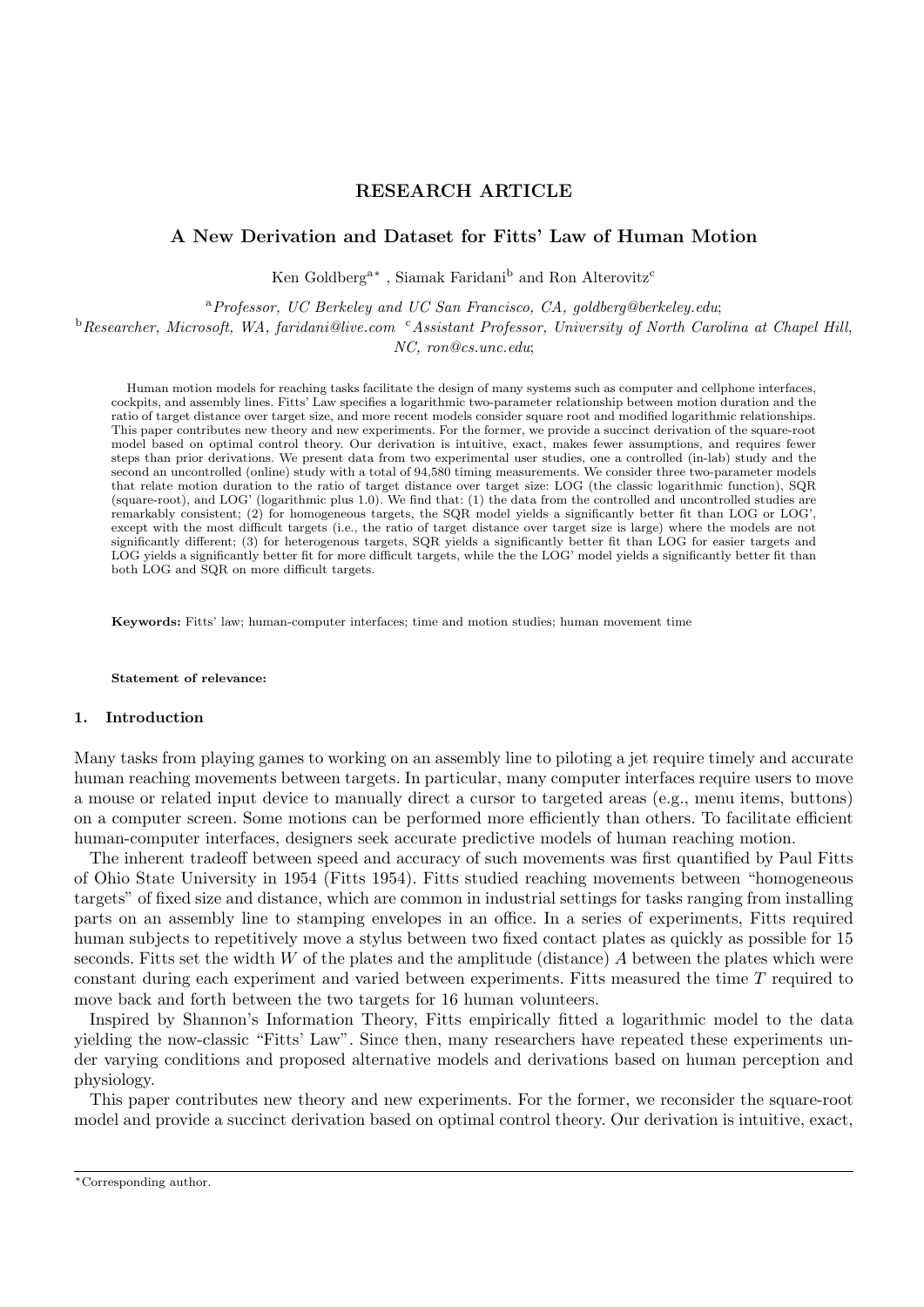**RESEARCH ARTICLE**

# A New Derivation and Dataset for Fitts' Law of Human Motion

Ken Goldberg[a*], Siamak Faridani[b] and Ron Alterovitz[c]

[a] *Professor, UC Berkeley and UC San Francisco, CA, goldberg@berkeley.edu*;
[b] *Researcher, Microsoft, WA, faridani@live.com* [c] *Assistant Professor, University of North Carolina at Chapel Hill, NC, ron@cs.unc.edu*;

Human motion models for reaching tasks facilitate the design of many systems such as computer and cellphone interfaces, cockpits, and assembly lines. Fitts' Law specifies a logarithmic two-parameter relationship between motion duration and the ratio of target distance over target size, and more recent models consider square root and modified logarithmic relationships. This paper contributes new theory and new experiments. For the former, we provide a succinct derivation of the square-root model based on optimal control theory. Our derivation is intuitive, exact, makes fewer assumptions, and requires fewer steps than prior derivations. We present data from two experimental user studies, one a controlled (in-lab) study and the second an uncontrolled (online) study with a total of 94,580 timing measurements. We consider three two-parameter models that relate motion duration to the ratio of target distance over target size: LOG (the classic logarithmic function), SQR (square-root), and LOG' (logarithmic plus 1.0). We find that: (1) the data from the controlled and uncontrolled studies are remarkably consistent; (2) for homogeneous targets, the SQR model yields a significantly better fit than LOG or LOG', except with the most difficult targets (i.e., the ratio of target distance over target size is large) where the models are not significantly different; (3) for heterogenous targets, SQR yields a significantly better fit than LOG for easier targets and LOG yields a significantly better fit for more difficult targets, while the the LOG' model yields a significantly better fit than both LOG and SQR on more difficult targets.

**Keywords:** Fitts' law; human-computer interfaces; time and motion studies; human movement time

**Statement of relevance:**

## 1. Introduction

Many tasks from playing games to working on an assembly line to piloting a jet require timely and accurate human reaching movements between targets. In particular, many computer interfaces require users to move a mouse or related input device to manually direct a cursor to targeted areas (e.g., menu items, buttons) on a computer screen. Some motions can be performed more efficiently than others. To facilitate efficient human-computer interfaces, designers seek accurate predictive models of human reaching motion.

The inherent tradeoff between speed and accuracy of such movements was first quantified by Paul Fitts of Ohio State University in 1954 (Fitts 1954). Fitts studied reaching movements between "homogeneous targets" of fixed size and distance, which are common in industrial settings for tasks ranging from installing parts on an assembly line to stamping envelopes in an office. In a series of experiments, Fitts required human subjects to repetitively move a stylus between two fixed contact plates as quickly as possible for 15 seconds. Fitts set the width $W$ of the plates and the amplitude (distance) $A$ between the plates which were constant during each experiment and varied between experiments. Fitts measured the time $T$ required to move back and forth between the two targets for 16 human volunteers.

Inspired by Shannon's Information Theory, Fitts empirically fitted a logarithmic model to the data yielding the now-classic "Fitts' Law". Since then, many researchers have repeated these experiments under varying conditions and proposed alternative models and derivations based on human perception and physiology.

This paper contributes new theory and new experiments. For the former, we reconsider the square-root model and provide a succinct derivation based on optimal control theory. Our derivation is intuitive, exact,

*Corresponding author.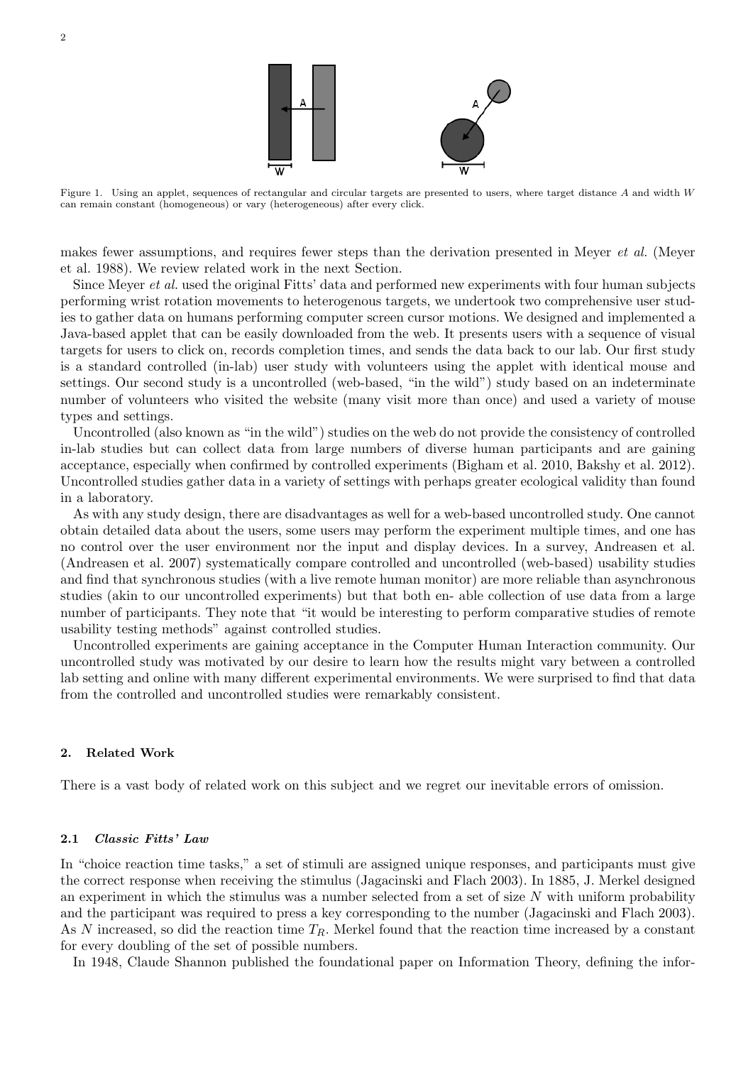Figure 1. Using an applet, sequences of rectangular and circular targets are presented to users, where target distance $A$ and width $W$ can remain constant (homogeneous) or vary (heterogeneous) after every click.

makes fewer assumptions, and requires fewer steps than the derivation presented in Meyer *et al.* (Meyer et al. 1988). We review related work in the next Section.

Since Meyer *et al.* used the original Fitts' data and performed new experiments with four human subjects performing wrist rotation movements to heterogenous targets, we undertook two comprehensive user studies to gather data on humans performing computer screen cursor motions. We designed and implemented a Java-based applet that can be easily downloaded from the web. It presents users with a sequence of visual targets for users to click on, records completion times, and sends the data back to our lab. Our first study is a standard controlled (in-lab) user study with volunteers using the applet with identical mouse and settings. Our second study is a uncontrolled (web-based, "in the wild") study based on an indeterminate number of volunteers who visited the website (many visit more than once) and used a variety of mouse types and settings.

Uncontrolled (also known as "in the wild") studies on the web do not provide the consistency of controlled in-lab studies but can collect data from large numbers of diverse human participants and are gaining acceptance, especially when confirmed by controlled experiments (Bigham et al. 2010, Bakshy et al. 2012). Uncontrolled studies gather data in a variety of settings with perhaps greater ecological validity than found in a laboratory.

As with any study design, there are disadvantages as well for a web-based uncontrolled study. One cannot obtain detailed data about the users, some users may perform the experiment multiple times, and one has no control over the user environment nor the input and display devices. In a survey, Andreasen et al. (Andreasen et al. 2007) systematically compare controlled and uncontrolled (web-based) usability studies and find that synchronous studies (with a live remote human monitor) are more reliable than asynchronous studies (akin to our uncontrolled experiments) but that both en- able collection of use data from a large number of participants. They note that "it would be interesting to perform comparative studies of remote usability testing methods" against controlled studies.

Uncontrolled experiments are gaining acceptance in the Computer Human Interaction community. Our uncontrolled study was motivated by our desire to learn how the results might vary between a controlled lab setting and online with many different experimental environments. We were surprised to find that data from the controlled and uncontrolled studies were remarkably consistent.

## 2. Related Work

There is a vast body of related work on this subject and we regret our inevitable errors of omission.

### 2.1 *Classic Fitts' Law*

In "choice reaction time tasks," a set of stimuli are assigned unique responses, and participants must give the correct response when receiving the stimulus (Jagacinski and Flach 2003). In 1885, J. Merkel designed an experiment in which the stimulus was a number selected from a set of size $N$ with uniform probability and the participant was required to press a key corresponding to the number (Jagacinski and Flach 2003). As $N$ increased, so did the reaction time $T_R$. Merkel found that the reaction time increased by a constant for every doubling of the set of possible numbers.

In 1948, Claude Shannon published the foundational paper on Information Theory, defining the infor-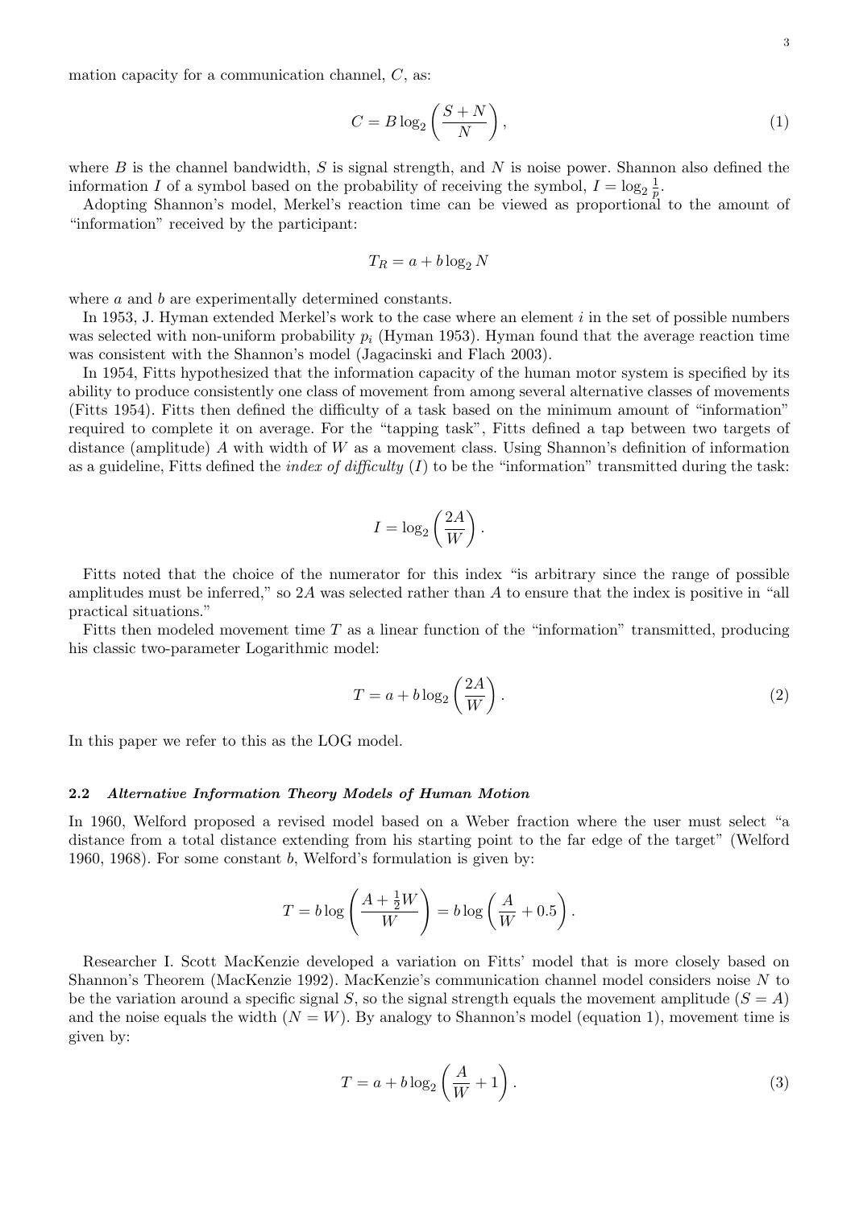mation capacity for a communication channel, $C$, as:

$$C = B \log_2 \left( \frac{S + N}{N} \right), \tag{1}$$

where $B$ is the channel bandwidth, $S$ is signal strength, and $N$ is noise power. Shannon also defined the information $I$ of a symbol based on the probability of receiving the symbol, $I = \log_2 \frac{1}{p}$.

Adopting Shannon's model, Merkel's reaction time can be viewed as proportional to the amount of "information" received by the participant:

$$T_R = a + b \log_2 N$$

where $a$ and $b$ are experimentally determined constants.

In 1953, J. Hyman extended Merkel's work to the case where an element $i$ in the set of possible numbers was selected with non-uniform probability $p_i$ (Hyman 1953). Hyman found that the average reaction time was consistent with the Shannon's model (Jagacinski and Flach 2003).

In 1954, Fitts hypothesized that the information capacity of the human motor system is specified by its ability to produce consistently one class of movement from among several alternative classes of movements (Fitts 1954). Fitts then defined the difficulty of a task based on the minimum amount of "information" required to complete it on average. For the "tapping task", Fitts defined a tap between two targets of distance (amplitude) $A$ with width of $W$ as a movement class. Using Shannon's definition of information as a guideline, Fitts defined the *index of difficulty* ($I$) to be the "information" transmitted during the task:

$$I = \log_2 \left( \frac{2A}{W} \right).$$

Fitts noted that the choice of the numerator for this index "is arbitrary since the range of possible amplitudes must be inferred," so $2A$ was selected rather than $A$ to ensure that the index is positive in "all practical situations."

Fitts then modeled movement time $T$ as a linear function of the "information" transmitted, producing his classic two-parameter Logarithmic model:

$$T = a + b \log_2 \left( \frac{2A}{W} \right). \tag{2}$$

In this paper we refer to this as the LOG model.

### 2.2 *Alternative Information Theory Models of Human Motion*

In 1960, Welford proposed a revised model based on a Weber fraction where the user must select "a distance from a total distance extending from his starting point to the far edge of the target" (Welford 1960, 1968). For some constant $b$, Welford's formulation is given by:

$$T = b \log \left( \frac{A + \frac{1}{2}W}{W} \right) = b \log \left( \frac{A}{W} + 0.5 \right).$$

Researcher I. Scott MacKenzie developed a variation on Fitts' model that is more closely based on Shannon's Theorem (MacKenzie 1992). MacKenzie's communication channel model considers noise $N$ to be the variation around a specific signal $S$, so the signal strength equals the movement amplitude ($S = A$) and the noise equals the width ($N = W$). By analogy to Shannon's model (equation 1), movement time is given by:

$$T = a + b \log_2 \left( \frac{A}{W} + 1 \right). \tag{3}$$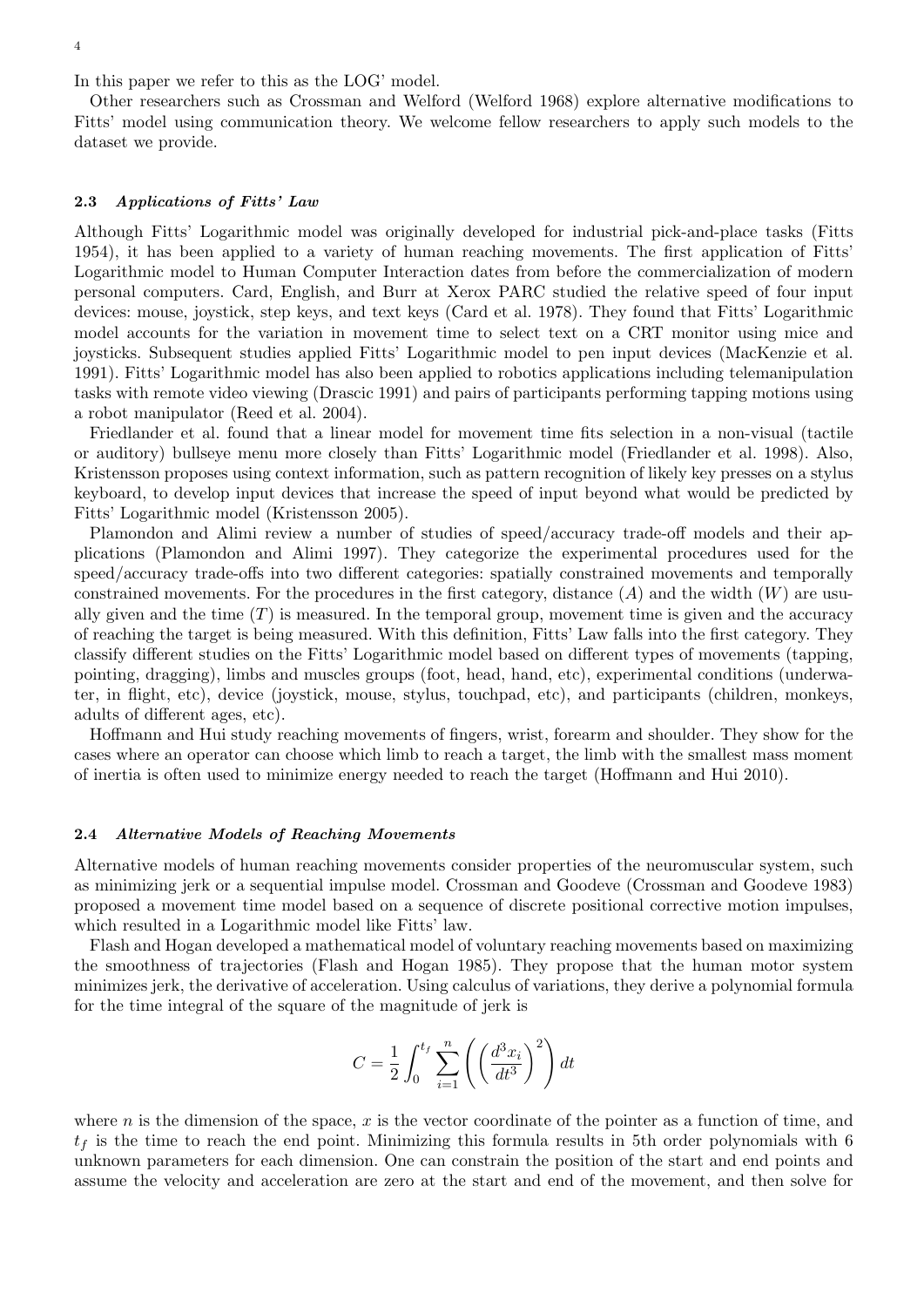In this paper we refer to this as the LOG' model.

Other researchers such as Crossman and Welford (Welford 1968) explore alternative modifications to Fitts' model using communication theory. We welcome fellow researchers to apply such models to the dataset we provide.

### 2.3 *Applications of Fitts' Law*

Although Fitts' Logarithmic model was originally developed for industrial pick-and-place tasks (Fitts 1954), it has been applied to a variety of human reaching movements. The first application of Fitts' Logarithmic model to Human Computer Interaction dates from before the commercialization of modern personal computers. Card, English, and Burr at Xerox PARC studied the relative speed of four input devices: mouse, joystick, step keys, and text keys (Card et al. 1978). They found that Fitts' Logarithmic model accounts for the variation in movement time to select text on a CRT monitor using mice and joysticks. Subsequent studies applied Fitts' Logarithmic model to pen input devices (MacKenzie et al. 1991). Fitts' Logarithmic model has also been applied to robotics applications including telemanipulation tasks with remote video viewing (Drascic 1991) and pairs of participants performing tapping motions using a robot manipulator (Reed et al. 2004).

Friedlander et al. found that a linear model for movement time fits selection in a non-visual (tactile or auditory) bullseye menu more closely than Fitts' Logarithmic model (Friedlander et al. 1998). Also, Kristensson proposes using context information, such as pattern recognition of likely key presses on a stylus keyboard, to develop input devices that increase the speed of input beyond what would be predicted by Fitts' Logarithmic model (Kristensson 2005).

Plamondon and Alimi review a number of studies of speed/accuracy trade-off models and their applications (Plamondon and Alimi 1997). They categorize the experimental procedures used for the speed/accuracy trade-offs into two different categories: spatially constrained movements and temporally constrained movements. For the procedures in the first category, distance ($A$) and the width ($W$) are usually given and the time ($T$) is measured. In the temporal group, movement time is given and the accuracy of reaching the target is being measured. With this definition, Fitts' Law falls into the first category. They classify different studies on the Fitts' Logarithmic model based on different types of movements (tapping, pointing, dragging), limbs and muscles groups (foot, head, hand, etc), experimental conditions (underwater, in flight, etc), device (joystick, mouse, stylus, touchpad, etc), and participants (children, monkeys, adults of different ages, etc).

Hoffmann and Hui study reaching movements of fingers, wrist, forearm and shoulder. They show for the cases where an operator can choose which limb to reach a target, the limb with the smallest mass moment of inertia is often used to minimize energy needed to reach the target (Hoffmann and Hui 2010).

### 2.4 *Alternative Models of Reaching Movements*

Alternative models of human reaching movements consider properties of the neuromuscular system, such as minimizing jerk or a sequential impulse model. Crossman and Goodeve (Crossman and Goodeve 1983) proposed a movement time model based on a sequence of discrete positional corrective motion impulses, which resulted in a Logarithmic model like Fitts' law.

Flash and Hogan developed a mathematical model of voluntary reaching movements based on maximizing the smoothness of trajectories (Flash and Hogan 1985). They propose that the human motor system minimizes jerk, the derivative of acceleration. Using calculus of variations, they derive a polynomial formula for the time integral of the square of the magnitude of jerk is

$$C = \frac{1}{2} \int_0^{t_f} \sum_{i=1}^{n} \left( \left( \frac{d^3 x_i}{dt^3} \right)^2 \right) dt$$

where $n$ is the dimension of the space, $x$ is the vector coordinate of the pointer as a function of time, and $t_f$ is the time to reach the end point. Minimizing this formula results in 5th order polynomials with 6 unknown parameters for each dimension. One can constrain the position of the start and end points and assume the velocity and acceleration are zero at the start and end of the movement, and then solve for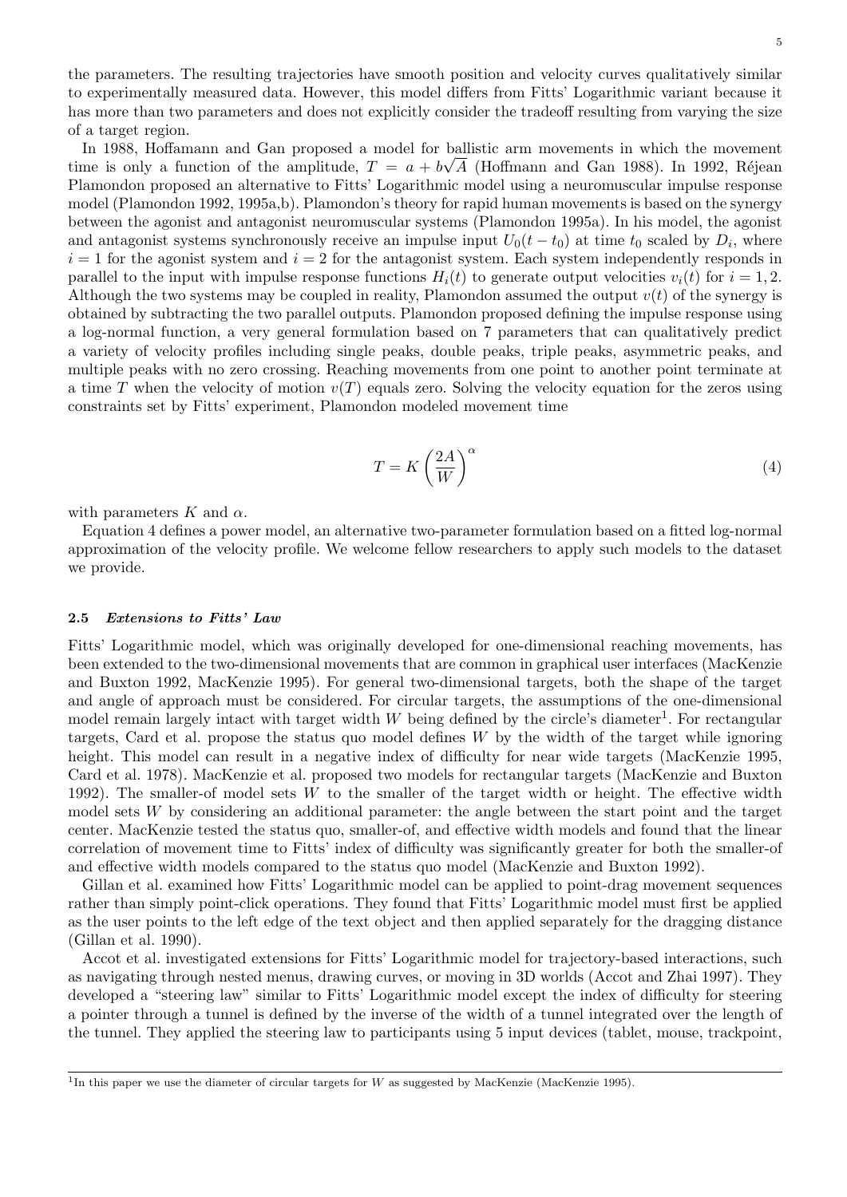the parameters. The resulting trajectories have smooth position and velocity curves qualitatively similar to experimentally measured data. However, this model differs from Fitts' Logarithmic variant because it has more than two parameters and does not explicitly consider the tradeoff resulting from varying the size of a target region.

In 1988, Hoffamann and Gan proposed a model for ballistic arm movements in which the movement time is only a function of the amplitude, $T = a + b\sqrt{A}$ (Hoffmann and Gan 1988). In 1992, Réjean Plamondon proposed an alternative to Fitts' Logarithmic model using a neuromuscular impulse response model (Plamondon 1992, 1995a,b). Plamondon's theory for rapid human movements is based on the synergy between the agonist and antagonist neuromuscular systems (Plamondon 1995a). In his model, the agonist and antagonist systems synchronously receive an impulse input $U_0(t - t_0)$ at time $t_0$ scaled by $D_i$, where $i = 1$ for the agonist system and $i = 2$ for the antagonist system. Each system independently responds in parallel to the input with impulse response functions $H_i(t)$ to generate output velocities $v_i(t)$ for $i = 1, 2$. Although the two systems may be coupled in reality, Plamondon assumed the output $v(t)$ of the synergy is obtained by subtracting the two parallel outputs. Plamondon proposed defining the impulse response using a log-normal function, a very general formulation based on 7 parameters that can qualitatively predict a variety of velocity profiles including single peaks, double peaks, triple peaks, asymmetric peaks, and multiple peaks with no zero crossing. Reaching movements from one point to another point terminate at a time $T$ when the velocity of motion $v(T)$ equals zero. Solving the velocity equation for the zeros using constraints set by Fitts' experiment, Plamondon modeled movement time

$$T = K \left( \frac{2A}{W} \right)^{\alpha} \tag{4}$$

with parameters $K$ and $\alpha$.

Equation 4 defines a power model, an alternative two-parameter formulation based on a fitted log-normal approximation of the velocity profile. We welcome fellow researchers to apply such models to the dataset we provide.

### 2.5 *Extensions to Fitts' Law*

Fitts' Logarithmic model, which was originally developed for one-dimensional reaching movements, has been extended to the two-dimensional movements that are common in graphical user interfaces (MacKenzie and Buxton 1992, MacKenzie 1995). For general two-dimensional targets, both the shape of the target and angle of approach must be considered. For circular targets, the assumptions of the one-dimensional model remain largely intact with target width $W$ being defined by the circle's diameter[1]. For rectangular targets, Card et al. propose the status quo model defines $W$ by the width of the target while ignoring height. This model can result in a negative index of difficulty for near wide targets (MacKenzie 1995, Card et al. 1978). MacKenzie et al. proposed two models for rectangular targets (MacKenzie and Buxton 1992). The smaller-of model sets $W$ to the smaller of the target width or height. The effective width model sets $W$ by considering an additional parameter: the angle between the start point and the target center. MacKenzie tested the status quo, smaller-of, and effective width models and found that the linear correlation of movement time to Fitts' index of difficulty was significantly greater for both the smaller-of and effective width models compared to the status quo model (MacKenzie and Buxton 1992).

Gillan et al. examined how Fitts' Logarithmic model can be applied to point-drag movement sequences rather than simply point-click operations. They found that Fitts' Logarithmic model must first be applied as the user points to the left edge of the text object and then applied separately for the dragging distance (Gillan et al. 1990).

Accot et al. investigated extensions for Fitts' Logarithmic model for trajectory-based interactions, such as navigating through nested menus, drawing curves, or moving in 3D worlds (Accot and Zhai 1997). They developed a "steering law" similar to Fitts' Logarithmic model except the index of difficulty for steering a pointer through a tunnel is defined by the inverse of the width of a tunnel integrated over the length of the tunnel. They applied the steering law to participants using 5 input devices (tablet, mouse, trackpoint,

[1] In this paper we use the diameter of circular targets for $W$ as suggested by MacKenzie (MacKenzie 1995).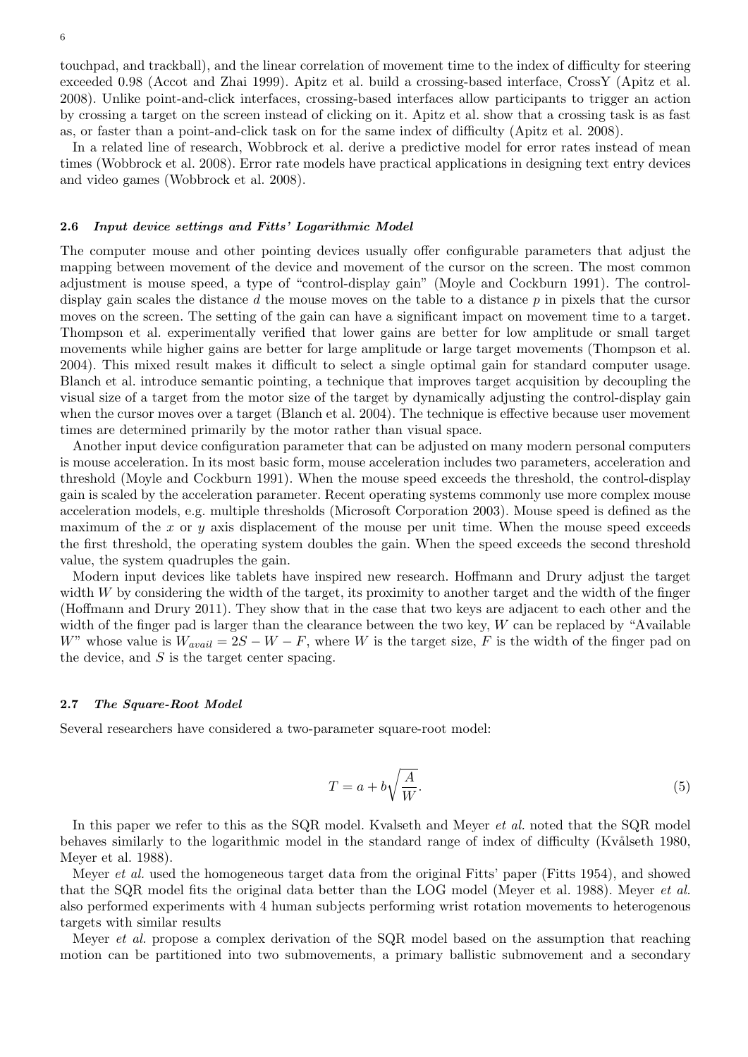touchpad, and trackball), and the linear correlation of movement time to the index of difficulty for steering exceeded 0.98 (Accot and Zhai 1999). Apitz et al. build a crossing-based interface, CrossY (Apitz et al. 2008). Unlike point-and-click interfaces, crossing-based interfaces allow participants to trigger an action by crossing a target on the screen instead of clicking on it. Apitz et al. show that a crossing task is as fast as, or faster than a point-and-click task on for the same index of difficulty (Apitz et al. 2008).

In a related line of research, Wobbrock et al. derive a predictive model for error rates instead of mean times (Wobbrock et al. 2008). Error rate models have practical applications in designing text entry devices and video games (Wobbrock et al. 2008).

### 2.6 *Input device settings and Fitts' Logarithmic Model*

The computer mouse and other pointing devices usually offer configurable parameters that adjust the mapping between movement of the device and movement of the cursor on the screen. The most common adjustment is mouse speed, a type of "control-display gain" (Moyle and Cockburn 1991). The control-display gain scales the distance $d$ the mouse moves on the table to a distance $p$ in pixels that the cursor moves on the screen. The setting of the gain can have a significant impact on movement time to a target. Thompson et al. experimentally verified that lower gains are better for low amplitude or small target movements while higher gains are better for large amplitude or large target movements (Thompson et al. 2004). This mixed result makes it difficult to select a single optimal gain for standard computer usage. Blanch et al. introduce semantic pointing, a technique that improves target acquisition by decoupling the visual size of a target from the motor size of the target by dynamically adjusting the control-display gain when the cursor moves over a target (Blanch et al. 2004). The technique is effective because user movement times are determined primarily by the motor rather than visual space.

Another input device configuration parameter that can be adjusted on many modern personal computers is mouse acceleration. In its most basic form, mouse acceleration includes two parameters, acceleration and threshold (Moyle and Cockburn 1991). When the mouse speed exceeds the threshold, the control-display gain is scaled by the acceleration parameter. Recent operating systems commonly use more complex mouse acceleration models, e.g. multiple thresholds (Microsoft Corporation 2003). Mouse speed is defined as the maximum of the $x$ or $y$ axis displacement of the mouse per unit time. When the mouse speed exceeds the first threshold, the operating system doubles the gain. When the speed exceeds the second threshold value, the system quadruples the gain.

Modern input devices like tablets have inspired new research. Hoffmann and Drury adjust the target width $W$ by considering the width of the target, its proximity to another target and the width of the finger (Hoffmann and Drury 2011). They show that in the case that two keys are adjacent to each other and the width of the finger pad is larger than the clearance between the two key, $W$ can be replaced by "Available $W$" whose value is $W_{avail} = 2S - W - F$, where $W$ is the target size, $F$ is the width of the finger pad on the device, and $S$ is the target center spacing.

### 2.7 *The Square-Root Model*

Several researchers have considered a two-parameter square-root model:

$$T = a + b\sqrt{\frac{A}{W}}. \tag{5}$$

In this paper we refer to this as the SQR model. Kvalseth and Meyer *et al.* noted that the SQR model behaves similarly to the logarithmic model in the standard range of index of difficulty (Kvålseth 1980, Meyer et al. 1988).

Meyer *et al.* used the homogeneous target data from the original Fitts' paper (Fitts 1954), and showed that the SQR model fits the original data better than the LOG model (Meyer et al. 1988). Meyer *et al.* also performed experiments with 4 human subjects performing wrist rotation movements to heterogenous targets with similar results

Meyer *et al.* propose a complex derivation of the SQR model based on the assumption that reaching motion can be partitioned into two submovements, a primary ballistic submovement and a secondary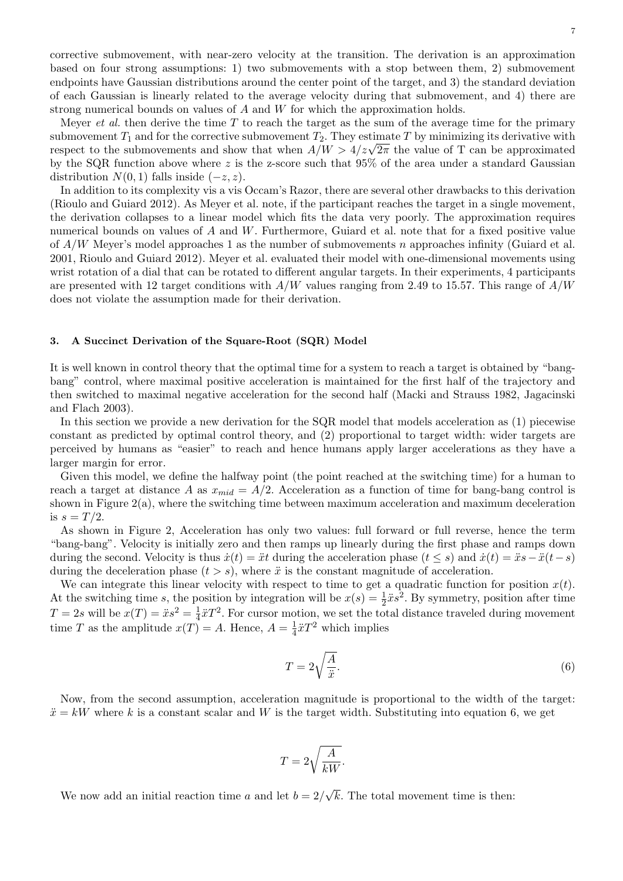corrective submovement, with near-zero velocity at the transition. The derivation is an approximation based on four strong assumptions: 1) two submovements with a stop between them, 2) submovement endpoints have Gaussian distributions around the center point of the target, and 3) the standard deviation of each Gaussian is linearly related to the average velocity during that submovement, and 4) there are strong numerical bounds on values of $A$ and $W$ for which the approximation holds.

Meyer *et al.* then derive the time $T$ to reach the target as the sum of the average time for the primary submovement $T_1$ and for the corrective submovement $T_2$. They estimate $T$ by minimizing its derivative with respect to the submovements and show that when $A/W > 4/z\sqrt{2\pi}$ the value of T can be approximated by the SQR function above where $z$ is the z-score such that 95% of the area under a standard Gaussian distribution $N(0,1)$ falls inside $(-z, z)$.

In addition to its complexity vis a vis Occam's Razor, there are several other drawbacks to this derivation (Rioulo and Guiard 2012). As Meyer et al. note, if the participant reaches the target in a single movement, the derivation collapses to a linear model which fits the data very poorly. The approximation requires numerical bounds on values of $A$ and $W$. Furthermore, Guiard et al. note that for a fixed positive value of $A/W$ Meyer's model approaches 1 as the number of submovements $n$ approaches infinity (Guiard et al. 2001, Rioulo and Guiard 2012). Meyer et al. evaluated their model with one-dimensional movements using wrist rotation of a dial that can be rotated to different angular targets. In their experiments, 4 participants are presented with 12 target conditions with $A/W$ values ranging from 2.49 to 15.57. This range of $A/W$ does not violate the assumption made for their derivation.

### 3. A Succinct Derivation of the Square-Root (SQR) Model

It is well known in control theory that the optimal time for a system to reach a target is obtained by "bang-bang" control, where maximal positive acceleration is maintained for the first half of the trajectory and then switched to maximal negative acceleration for the second half (Macki and Strauss 1982, Jagacinski and Flach 2003).

In this section we provide a new derivation for the SQR model that models acceleration as (1) piecewise constant as predicted by optimal control theory, and (2) proportional to target width: wider targets are perceived by humans as "easier" to reach and hence humans apply larger accelerations as they have a larger margin for error.

Given this model, we define the halfway point (the point reached at the switching time) for a human to reach a target at distance $A$ as $x_{mid} = A/2$. Acceleration as a function of time for bang-bang control is shown in Figure 2(a), where the switching time between maximum acceleration and maximum deceleration is $s = T/2$.

As shown in Figure 2, Acceleration has only two values: full forward or full reverse, hence the term "bang-bang". Velocity is initially zero and then ramps up linearly during the first phase and ramps down during the second. Velocity is thus $\dot{x}(t) = \ddot{x}t$ during the acceleration phase ($t \leq s$) and $\dot{x}(t) = \ddot{x}s - \ddot{x}(t-s)$ during the deceleration phase ($t > s$), where $\ddot{x}$ is the constant magnitude of acceleration.

We can integrate this linear velocity with respect to time to get a quadratic function for position $x(t)$. At the switching time $s$, the position by integration will be $x(s) = \frac{1}{2}\ddot{x}s^2$. By symmetry, position after time $T = 2s$ will be $x(T) = \ddot{x}s^2 = \frac{1}{4}\ddot{x}T^2$. For cursor motion, we set the total distance traveled during movement time $T$ as the amplitude $x(T) = A$. Hence, $A = \frac{1}{4}\ddot{x}T^2$ which implies

$$T = 2\sqrt{\frac{A}{\ddot{x}}}. \tag{6}$$

Now, from the second assumption, acceleration magnitude is proportional to the width of the target: $\ddot{x} = kW$ where $k$ is a constant scalar and $W$ is the target width. Substituting into equation 6, we get

$$T = 2\sqrt{\frac{A}{kW}}.$$

We now add an initial reaction time $a$ and let $b = 2/\sqrt{k}$. The total movement time is then: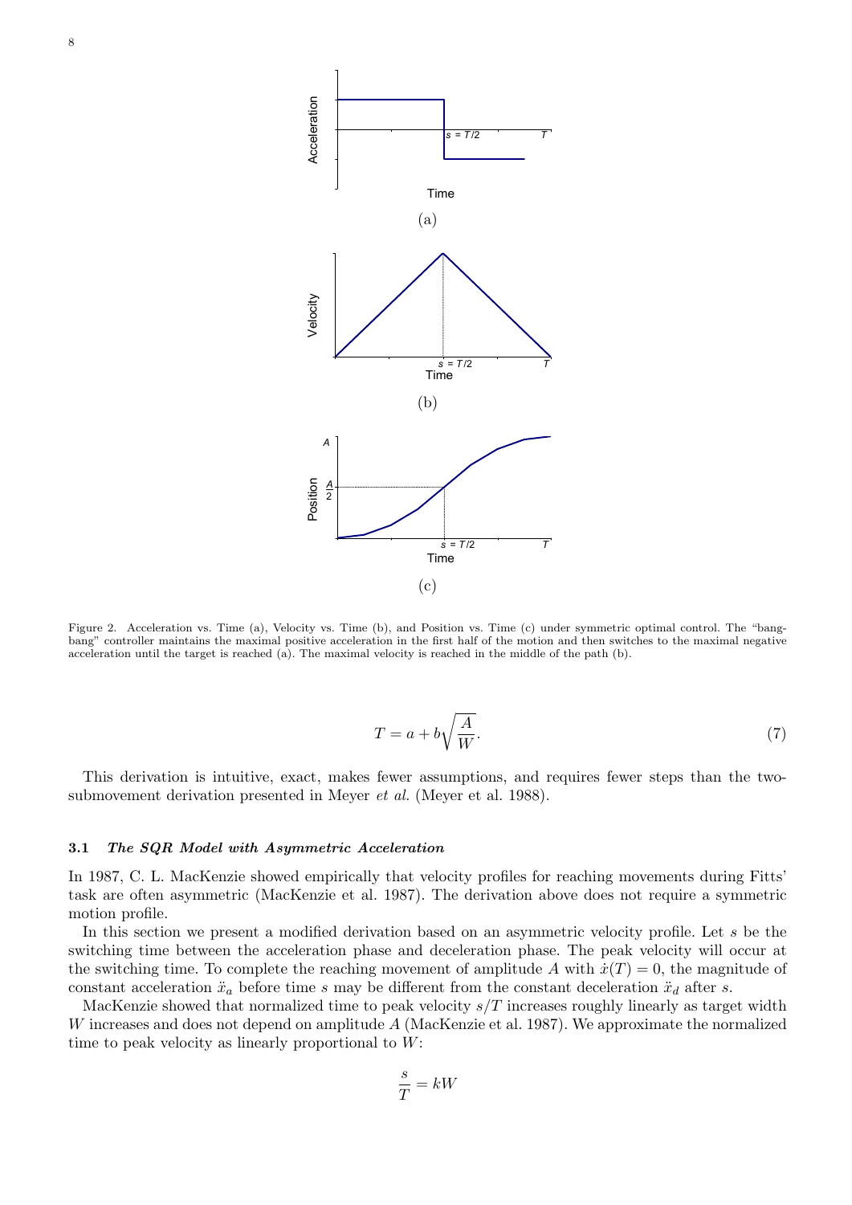Figure 2. Acceleration vs. Time (a), Velocity vs. Time (b), and Position vs. Time (c) under symmetric optimal control. The "bang-bang" controller maintains the maximal positive acceleration in the first half of the motion and then switches to the maximal negative acceleration until the target is reached (a). The maximal velocity is reached in the middle of the path (b).

$$T = a + b\sqrt{\frac{A}{W}}. \tag{7}$$

This derivation is intuitive, exact, makes fewer assumptions, and requires fewer steps than the two-submovement derivation presented in Meyer *et al.* (Meyer et al. 1988).

### 3.1 *The SQR Model with Asymmetric Acceleration*

In 1987, C. L. MacKenzie showed empirically that velocity profiles for reaching movements during Fitts' task are often asymmetric (MacKenzie et al. 1987). The derivation above does not require a symmetric motion profile.

In this section we present a modified derivation based on an asymmetric velocity profile. Let $s$ be the switching time between the acceleration phase and deceleration phase. The peak velocity will occur at the switching time. To complete the reaching movement of amplitude $A$ with $\dot{x}(T) = 0$, the magnitude of constant acceleration $\ddot{x}_a$ before time $s$ may be different from the constant deceleration $\ddot{x}_d$ after $s$.

MacKenzie showed that normalized time to peak velocity $s/T$ increases roughly linearly as target width $W$ increases and does not depend on amplitude $A$ (MacKenzie et al. 1987). We approximate the normalized time to peak velocity as linearly proportional to $W$:

$$\frac{s}{T} = kW$$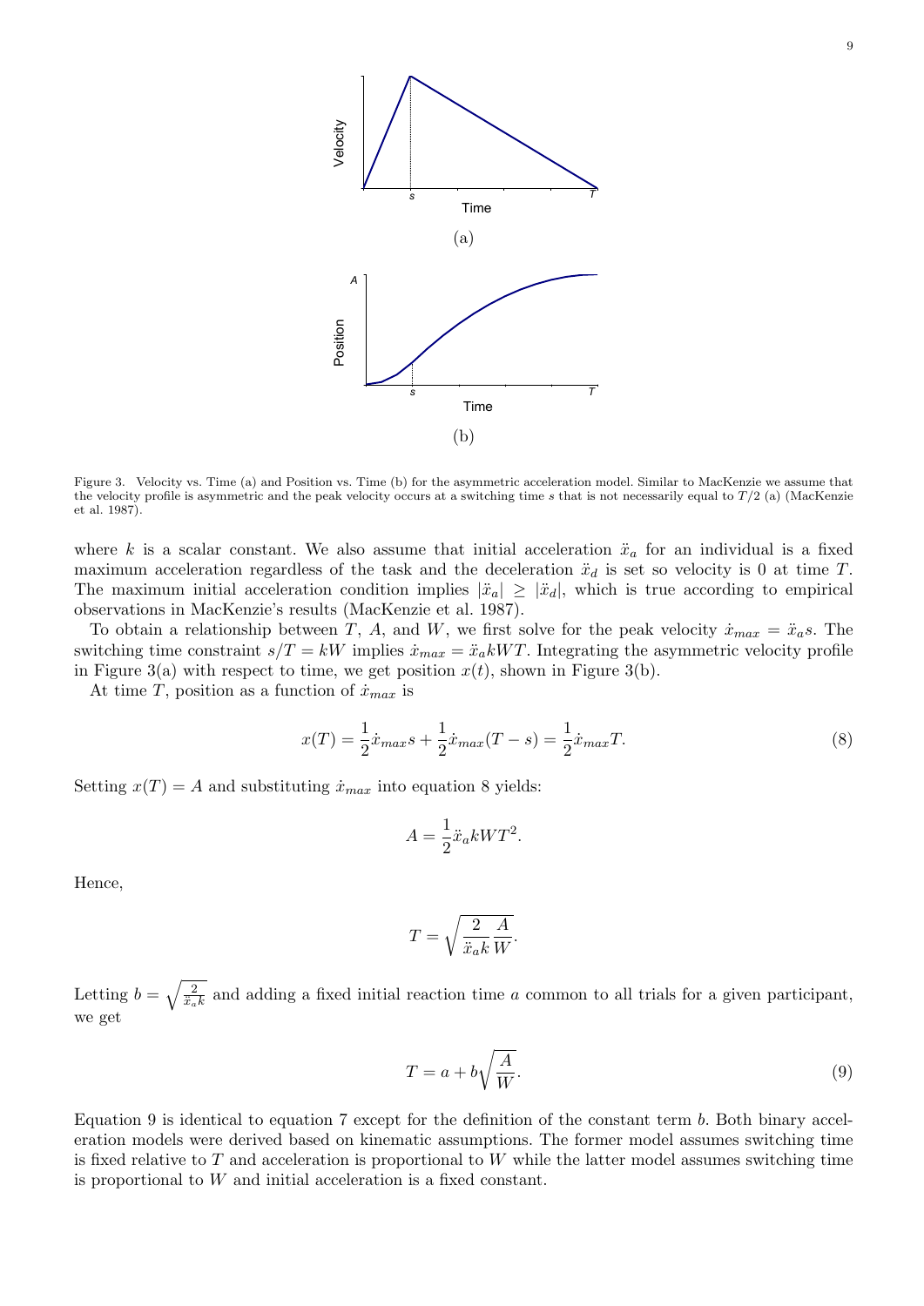(a)

(b)

Figure 3. Velocity vs. Time (a) and Position vs. Time (b) for the asymmetric acceleration model. Similar to MacKenzie we assume that the velocity profile is asymmetric and the peak velocity occurs at a switching time $s$ that is not necessarily equal to $T/2$ (a) (MacKenzie et al. 1987).

where $k$ is a scalar constant. We also assume that initial acceleration $\ddot{x}_a$ for an individual is a fixed maximum acceleration regardless of the task and the deceleration $\ddot{x}_d$ is set so velocity is 0 at time $T$. The maximum initial acceleration condition implies $|\ddot{x}_a| \geq |\ddot{x}_d|$, which is true according to empirical observations in MacKenzie's results (MacKenzie et al. 1987).

To obtain a relationship between $T$, $A$, and $W$, we first solve for the peak velocity $\dot{x}_{max} = \ddot{x}_a s$. The switching time constraint $s/T = kW$ implies $\dot{x}_{max} = \ddot{x}_a kWT$. Integrating the asymmetric velocity profile in Figure 3(a) with respect to time, we get position $x(t)$, shown in Figure 3(b).

At time $T$, position as a function of $\dot{x}_{max}$ is

$$x(T) = \frac{1}{2}\dot{x}_{max}s + \frac{1}{2}\dot{x}_{max}(T - s) = \frac{1}{2}\dot{x}_{max}T. \tag{8}$$

Setting $x(T) = A$ and substituting $\dot{x}_{max}$ into equation 8 yields:

$$A = \frac{1}{2}\ddot{x}_a kWT^2.$$

Hence,

$$T = \sqrt{\frac{2}{\ddot{x}_a k}\frac{A}{W}}.$$

Letting $b = \sqrt{\frac{2}{\ddot{x}_a k}}$ and adding a fixed initial reaction time $a$ common to all trials for a given participant, we get

$$T = a + b\sqrt{\frac{A}{W}}. \tag{9}$$

Equation 9 is identical to equation 7 except for the definition of the constant term $b$. Both binary acceleration models were derived based on kinematic assumptions. The former model assumes switching time is fixed relative to $T$ and acceleration is proportional to $W$ while the latter model assumes switching time is proportional to $W$ and initial acceleration is a fixed constant.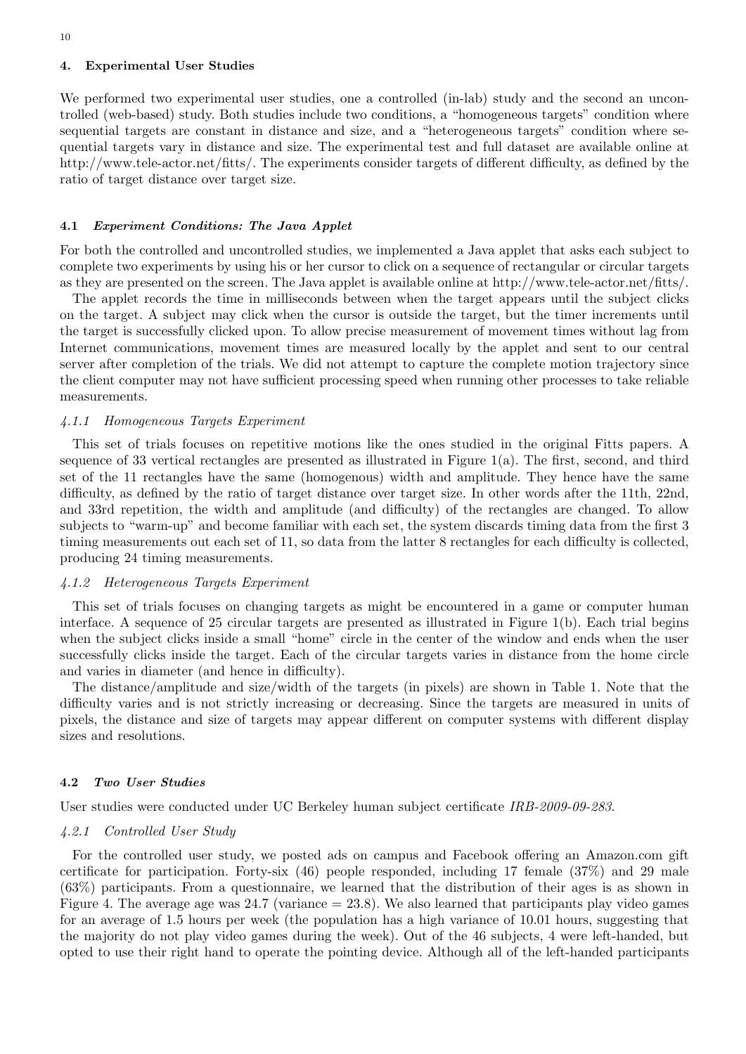## 4. Experimental User Studies

We performed two experimental user studies, one a controlled (in-lab) study and the second an uncontrolled (web-based) study. Both studies include two conditions, a "homogeneous targets" condition where sequential targets are constant in distance and size, and a "heterogeneous targets" condition where sequential targets vary in distance and size. The experimental test and full dataset are available online at http://www.tele-actor.net/fitts/. The experiments consider targets of different difficulty, as defined by the ratio of target distance over target size.

### 4.1 *Experiment Conditions: The Java Applet*

For both the controlled and uncontrolled studies, we implemented a Java applet that asks each subject to complete two experiments by using his or her cursor to click on a sequence of rectangular or circular targets as they are presented on the screen. The Java applet is available online at http://www.tele-actor.net/fitts/.

The applet records the time in milliseconds between when the target appears until the subject clicks on the target. A subject may click when the cursor is outside the target, but the timer increments until the target is successfully clicked upon. To allow precise measurement of movement times without lag from Internet communications, movement times are measured locally by the applet and sent to our central server after completion of the trials. We did not attempt to capture the complete motion trajectory since the client computer may not have sufficient processing speed when running other processes to take reliable measurements.

#### *4.1.1 Homogeneous Targets Experiment*

This set of trials focuses on repetitive motions like the ones studied in the original Fitts papers. A sequence of 33 vertical rectangles are presented as illustrated in Figure 1(a). The first, second, and third set of the 11 rectangles have the same (homogenous) width and amplitude. They hence have the same difficulty, as defined by the ratio of target distance over target size. In other words after the 11th, 22nd, and 33rd repetition, the width and amplitude (and difficulty) of the rectangles are changed. To allow subjects to "warm-up" and become familiar with each set, the system discards timing data from the first 3 timing measurements out each set of 11, so data from the latter 8 rectangles for each difficulty is collected, producing 24 timing measurements.

#### *4.1.2 Heterogeneous Targets Experiment*

This set of trials focuses on changing targets as might be encountered in a game or computer human interface. A sequence of 25 circular targets are presented as illustrated in Figure 1(b). Each trial begins when the subject clicks inside a small "home" circle in the center of the window and ends when the user successfully clicks inside the target. Each of the circular targets varies in distance from the home circle and varies in diameter (and hence in difficulty).

The distance/amplitude and size/width of the targets (in pixels) are shown in Table 1. Note that the difficulty varies and is not strictly increasing or decreasing. Since the targets are measured in units of pixels, the distance and size of targets may appear different on computer systems with different display sizes and resolutions.

### 4.2 *Two User Studies*

User studies were conducted under UC Berkeley human subject certificate *IRB-2009-09-283*.

#### *4.2.1 Controlled User Study*

For the controlled user study, we posted ads on campus and Facebook offering an Amazon.com gift certificate for participation. Forty-six (46) people responded, including 17 female (37%) and 29 male (63%) participants. From a questionnaire, we learned that the distribution of their ages is as shown in Figure 4. The average age was 24.7 (variance = 23.8). We also learned that participants play video games for an average of 1.5 hours per week (the population has a high variance of 10.01 hours, suggesting that the majority do not play video games during the week). Out of the 46 subjects, 4 were left-handed, but opted to use their right hand to operate the pointing device. Although all of the left-handed participants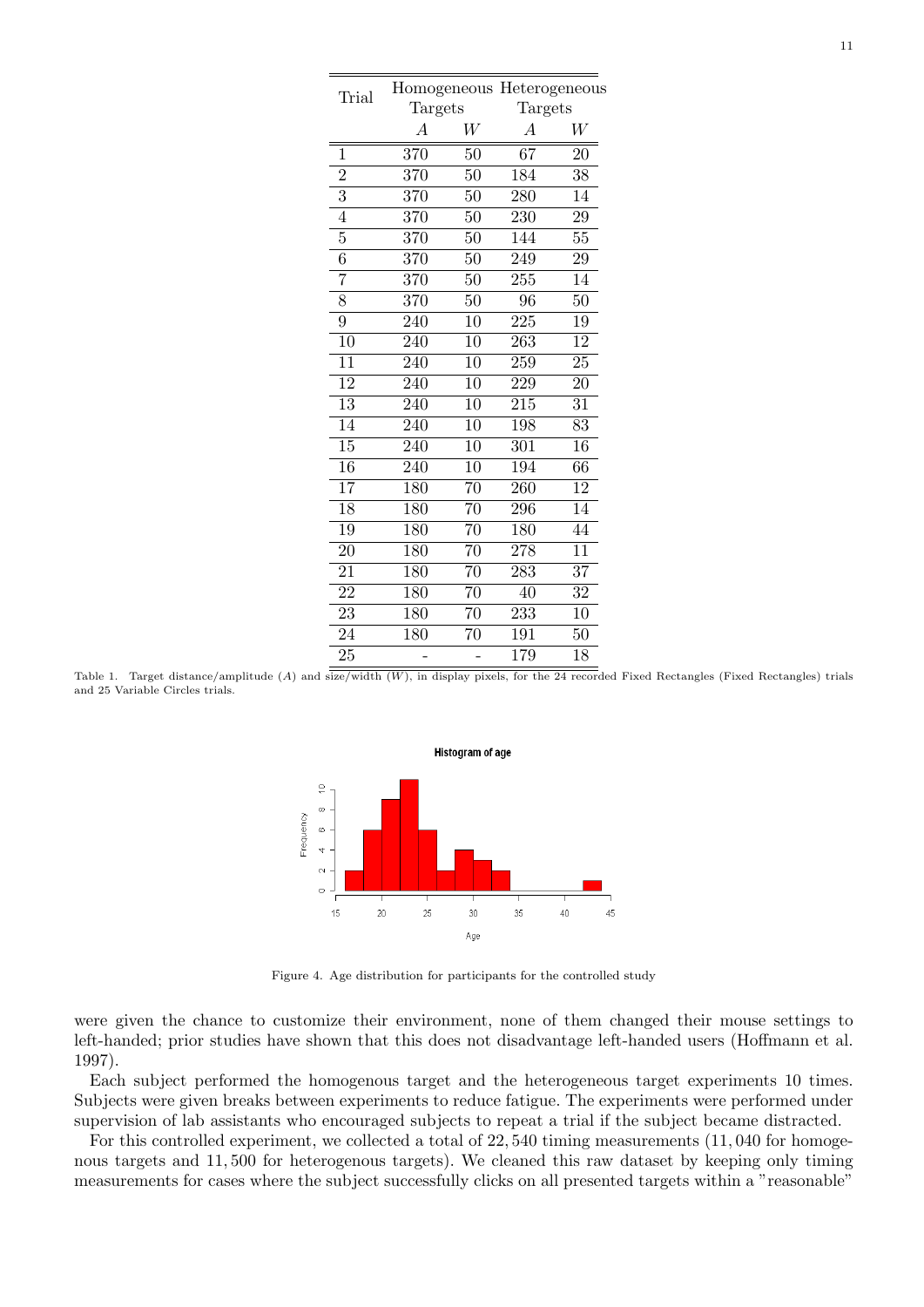| Trial | Homogeneous Targets | | Heterogeneous Targets | |
|---|---|---|---|---|
| | $A$ | $W$ | $A$ | $W$ |
| 1 | 370 | 50 | 67 | 20 |
| 2 | 370 | 50 | 184 | 38 |
| 3 | 370 | 50 | 280 | 14 |
| 4 | 370 | 50 | 230 | 29 |
| 5 | 370 | 50 | 144 | 55 |
| 6 | 370 | 50 | 249 | 29 |
| 7 | 370 | 50 | 255 | 14 |
| 8 | 370 | 50 | 96 | 50 |
| 9 | 240 | 10 | 225 | 19 |
| 10 | 240 | 10 | 263 | 12 |
| 11 | 240 | 10 | 259 | 25 |
| 12 | 240 | 10 | 229 | 20 |
| 13 | 240 | 10 | 215 | 31 |
| 14 | 240 | 10 | 198 | 83 |
| 15 | 240 | 10 | 301 | 16 |
| 16 | 240 | 10 | 194 | 66 |
| 17 | 180 | 70 | 260 | 12 |
| 18 | 180 | 70 | 296 | 14 |
| 19 | 180 | 70 | 180 | 44 |
| 20 | 180 | 70 | 278 | 11 |
| 21 | 180 | 70 | 283 | 37 |
| 22 | 180 | 70 | 40 | 32 |
| 23 | 180 | 70 | 233 | 10 |
| 24 | 180 | 70 | 191 | 50 |
| 25 | - | - | 179 | 18 |

Table 1. Target distance/amplitude ($A$) and size/width ($W$), in display pixels, for the 24 recorded Fixed Rectangles (Fixed Rectangles) trials and 25 Variable Circles trials.

Figure 4. Age distribution for participants for the controlled study

were given the chance to customize their environment, none of them changed their mouse settings to left-handed; prior studies have shown that this does not disadvantage left-handed users (Hoffmann et al. 1997).

Each subject performed the homogenous target and the heterogeneous target experiments 10 times. Subjects were given breaks between experiments to reduce fatigue. The experiments were performed under supervision of lab assistants who encouraged subjects to repeat a trial if the subject became distracted.

For this controlled experiment, we collected a total of 22,540 timing measurements (11,040 for homogenous targets and 11,500 for heterogenous targets). We cleaned this raw dataset by keeping only timing measurements for cases where the subject successfully clicks on all presented targets within a "reasonable"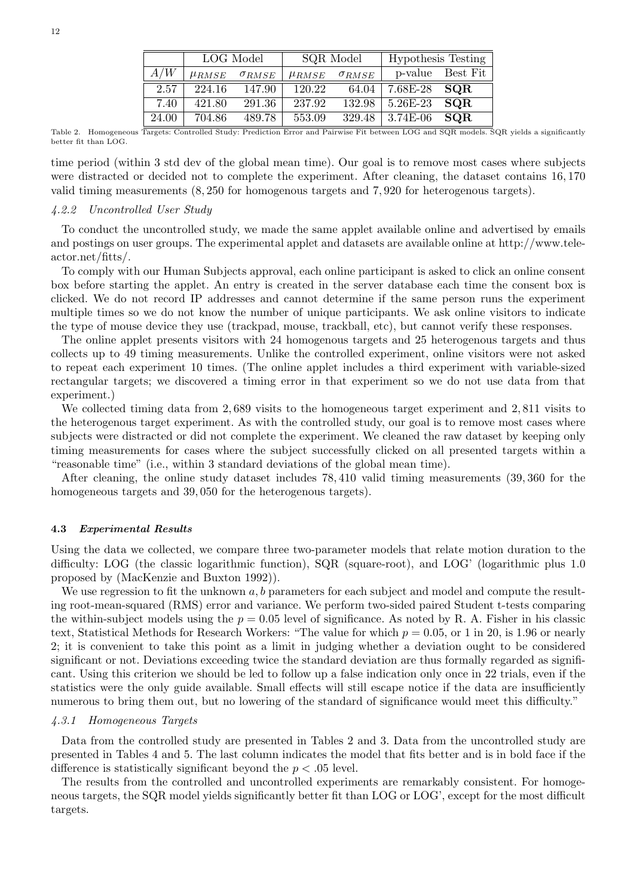|  | LOG Model |  | SQR Model |  | Hypothesis Testing |  |
|---|---|---|---|---|---|---|
| $A/W$ | $\mu_{RMSE}$ | $\sigma_{RMSE}$ | $\mu_{RMSE}$ | $\sigma_{RMSE}$ | p-value | Best Fit |
| 2.57 | 224.16 | 147.90 | 120.22 | 64.04 | 7.68E-28 | **SQR** |
| 7.40 | 421.80 | 291.36 | 237.92 | 132.98 | 5.26E-23 | **SQR** |
| 24.00 | 704.86 | 489.78 | 553.09 | 329.48 | 3.74E-06 | **SQR** |

Table 2. Homogeneous Targets: Controlled Study: Prediction Error and Pairwise Fit between LOG and SQR models. SQR yields a significantly better fit than LOG.

time period (within 3 std dev of the global mean time). Our goal is to remove most cases where subjects were distracted or decided not to complete the experiment. After cleaning, the dataset contains 16,170 valid timing measurements (8,250 for homogenous targets and 7,920 for heterogenous targets).

#### *4.2.2 Uncontrolled User Study*

To conduct the uncontrolled study, we made the same applet available online and advertised by emails and postings on user groups. The experimental applet and datasets are available online at http://www.tele-actor.net/fitts/.

To comply with our Human Subjects approval, each online participant is asked to click an online consent box before starting the applet. An entry is created in the server database each time the consent box is clicked. We do not record IP addresses and cannot determine if the same person runs the experiment multiple times so we do not know the number of unique participants. We ask online visitors to indicate the type of mouse device they use (trackpad, mouse, trackball, etc), but cannot verify these responses.

The online applet presents visitors with 24 homogenous targets and 25 heterogenous targets and thus collects up to 49 timing measurements. Unlike the controlled experiment, online visitors were not asked to repeat each experiment 10 times. (The online applet includes a third experiment with variable-sized rectangular targets; we discovered a timing error in that experiment so we do not use data from that experiment.)

We collected timing data from 2,689 visits to the homogeneous target experiment and 2,811 visits to the heterogenous target experiment. As with the controlled study, our goal is to remove most cases where subjects were distracted or did not complete the experiment. We cleaned the raw dataset by keeping only timing measurements for cases where the subject successfully clicked on all presented targets within a "reasonable time" (i.e., within 3 standard deviations of the global mean time).

After cleaning, the online study dataset includes 78,410 valid timing measurements (39,360 for the homogeneous targets and 39,050 for the heterogenous targets).

### 4.3 *Experimental Results*

Using the data we collected, we compare three two-parameter models that relate motion duration to the difficulty: LOG (the classic logarithmic function), SQR (square-root), and LOG' (logarithmic plus 1.0 proposed by (MacKenzie and Buxton 1992)).

We use regression to fit the unknown $a, b$ parameters for each subject and model and compute the resulting root-mean-squared (RMS) error and variance. We perform two-sided paired Student t-tests comparing the within-subject models using the $p = 0.05$ level of significance. As noted by R. A. Fisher in his classic text, Statistical Methods for Research Workers: "The value for which $p = 0.05$, or 1 in 20, is 1.96 or nearly 2; it is convenient to take this point as a limit in judging whether a deviation ought to be considered significant or not. Deviations exceeding twice the standard deviation are thus formally regarded as significant. Using this criterion we should be led to follow up a false indication only once in 22 trials, even if the statistics were the only guide available. Small effects will still escape notice if the data are insufficiently numerous to bring them out, but no lowering of the standard of significance would meet this difficulty."

#### *4.3.1 Homogeneous Targets*

Data from the controlled study are presented in Tables 2 and 3. Data from the uncontrolled study are presented in Tables 4 and 5. The last column indicates the model that fits better and is in bold face if the difference is statistically significant beyond the $p < .05$ level.

The results from the controlled and uncontrolled experiments are remarkably consistent. For homogeneous targets, the SQR model yields significantly better fit than LOG or LOG', except for the most difficult targets.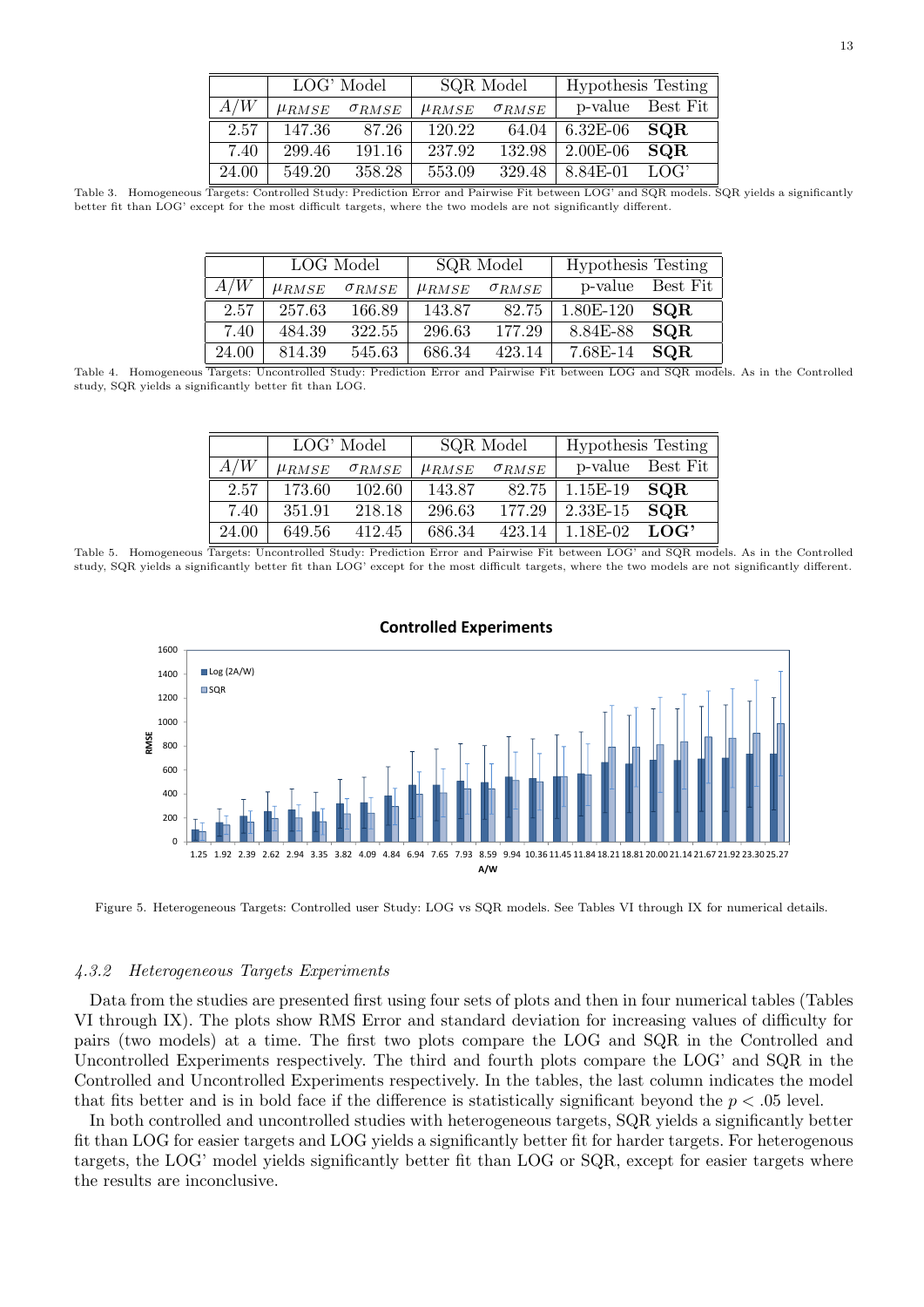|  | LOG' Model |  | SQR Model |  | Hypothesis Testing |  |
|---|---|---|---|---|---|---|
| $A/W$ | $\mu_{RMSE}$ | $\sigma_{RMSE}$ | $\mu_{RMSE}$ | $\sigma_{RMSE}$ | p-value | Best Fit |
| 2.57 | 147.36 | 87.26 | 120.22 | 64.04 | 6.32E-06 | **SQR** |
| 7.40 | 299.46 | 191.16 | 237.92 | 132.98 | 2.00E-06 | **SQR** |
| 24.00 | 549.20 | 358.28 | 553.09 | 329.48 | 8.84E-01 | LOG' |

Table 3. Homogeneous Targets: Controlled Study: Prediction Error and Pairwise Fit between LOG' and SQR models. SQR yields a significantly better fit than LOG' except for the most difficult targets, where the two models are not significantly different.

|  | LOG Model |  | SQR Model |  | Hypothesis Testing |  |
|---|---|---|---|---|---|---|
| $A/W$ | $\mu_{RMSE}$ | $\sigma_{RMSE}$ | $\mu_{RMSE}$ | $\sigma_{RMSE}$ | p-value | Best Fit |
| 2.57 | 257.63 | 166.89 | 143.87 | 82.75 | 1.80E-120 | **SQR** |
| 7.40 | 484.39 | 322.55 | 296.63 | 177.29 | 8.84E-88 | **SQR** |
| 24.00 | 814.39 | 545.63 | 686.34 | 423.14 | 7.68E-14 | **SQR** |

Table 4. Homogeneous Targets: Uncontrolled Study: Prediction Error and Pairwise Fit between LOG and SQR models. As in the Controlled study, SQR yields a significantly better fit than LOG.

|  | LOG' Model |  | SQR Model |  | Hypothesis Testing |  |
|---|---|---|---|---|---|---|
| $A/W$ | $\mu_{RMSE}$ | $\sigma_{RMSE}$ | $\mu_{RMSE}$ | $\sigma_{RMSE}$ | p-value | Best Fit |
| 2.57 | 173.60 | 102.60 | 143.87 | 82.75 | 1.15E-19 | **SQR** |
| 7.40 | 351.91 | 218.18 | 296.63 | 177.29 | 2.33E-15 | **SQR** |
| 24.00 | 649.56 | 412.45 | 686.34 | 423.14 | 1.18E-02 | **LOG'** |

Table 5. Homogeneous Targets: Uncontrolled Study: Prediction Error and Pairwise Fit between LOG' and SQR models. As in the Controlled study, SQR yields a significantly better fit than LOG' except for the most difficult targets, where the two models are not significantly different.

Figure 5. Heterogeneous Targets: Controlled user Study: LOG vs SQR models. See Tables VI through IX for numerical details.

### *4.3.2 Heterogeneous Targets Experiments*

Data from the studies are presented first using four sets of plots and then in four numerical tables (Tables VI through IX). The plots show RMS Error and standard deviation for increasing values of difficulty for pairs (two models) at a time. The first two plots compare the LOG and SQR in the Controlled and Uncontrolled Experiments respectively. The third and fourth plots compare the LOG' and SQR in the Controlled and Uncontrolled Experiments respectively. In the tables, the last column indicates the model that fits better and is in bold face if the difference is statistically significant beyond the $p < .05$ level.

In both controlled and uncontrolled studies with heterogeneous targets, SQR yields a significantly better fit than LOG for easier targets and LOG yields a significantly better fit for harder targets. For heterogenous targets, the LOG' model yields significantly better fit than LOG or SQR, except for easier targets where the results are inconclusive.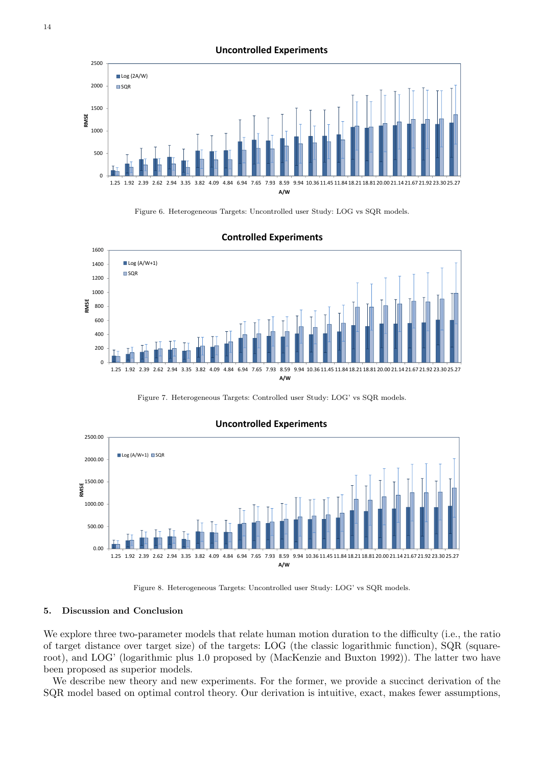Figure 6. Heterogeneous Targets: Uncontrolled user Study: LOG vs SQR models.

Figure 7. Heterogeneous Targets: Controlled user Study: LOG' vs SQR models.

Figure 8. Heterogeneous Targets: Uncontrolled user Study: LOG' vs SQR models.

## 5. Discussion and Conclusion

We explore three two-parameter models that relate human motion duration to the difficulty (i.e., the ratio of target distance over target size) of the targets: LOG (the classic logarithmic function), SQR (square-root), and LOG' (logarithmic plus 1.0 proposed by (MacKenzie and Buxton 1992)). The latter two have been proposed as superior models.

We describe new theory and new experiments. For the former, we provide a succinct derivation of the SQR model based on optimal control theory. Our derivation is intuitive, exact, makes fewer assumptions,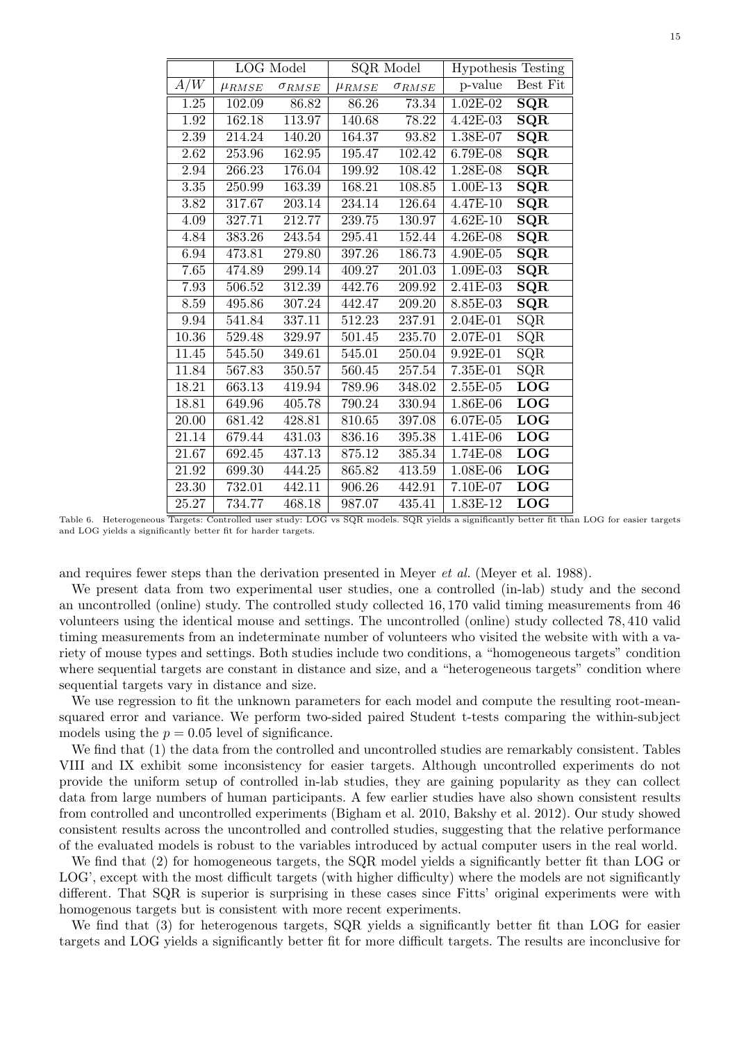| | LOG Model | | SQR Model | | Hypothesis Testing | |
|---|---|---|---|---|---|---|
| $A/W$ | $\mu_{RMSE}$ | $\sigma_{RMSE}$ | $\mu_{RMSE}$ | $\sigma_{RMSE}$ | p-value | Best Fit |
| 1.25 | 102.09 | 86.82 | 86.26 | 73.34 | 1.02E-02 | **SQR** |
| 1.92 | 162.18 | 113.97 | 140.68 | 78.22 | 4.42E-03 | **SQR** |
| 2.39 | 214.24 | 140.20 | 164.37 | 93.82 | 1.38E-07 | **SQR** |
| 2.62 | 253.96 | 162.95 | 195.47 | 102.42 | 6.79E-08 | **SQR** |
| 2.94 | 266.23 | 176.04 | 199.92 | 108.42 | 1.28E-08 | **SQR** |
| 3.35 | 250.99 | 163.39 | 168.21 | 108.85 | 1.00E-13 | **SQR** |
| 3.82 | 317.67 | 203.14 | 234.14 | 126.64 | 4.47E-10 | **SQR** |
| 4.09 | 327.71 | 212.77 | 239.75 | 130.97 | 4.62E-10 | **SQR** |
| 4.84 | 383.26 | 243.54 | 295.41 | 152.44 | 4.26E-08 | **SQR** |
| 6.94 | 473.81 | 279.80 | 397.26 | 186.73 | 4.90E-05 | **SQR** |
| 7.65 | 474.89 | 299.14 | 409.27 | 201.03 | 1.09E-03 | **SQR** |
| 7.93 | 506.52 | 312.39 | 442.76 | 209.92 | 2.41E-03 | **SQR** |
| 8.59 | 495.86 | 307.24 | 442.47 | 209.20 | 8.85E-03 | **SQR** |
| 9.94 | 541.84 | 337.11 | 512.23 | 237.91 | 2.04E-01 | SQR |
| 10.36 | 529.48 | 329.97 | 501.45 | 235.70 | 2.07E-01 | SQR |
| 11.45 | 545.50 | 349.61 | 545.01 | 250.04 | 9.92E-01 | SQR |
| 11.84 | 567.83 | 350.57 | 560.45 | 257.54 | 7.35E-01 | SQR |
| 18.21 | 663.13 | 419.94 | 789.96 | 348.02 | 2.55E-05 | **LOG** |
| 18.81 | 649.96 | 405.78 | 790.24 | 330.94 | 1.86E-06 | **LOG** |
| 20.00 | 681.42 | 428.81 | 810.65 | 397.08 | 6.07E-05 | **LOG** |
| 21.14 | 679.44 | 431.03 | 836.16 | 395.38 | 1.41E-06 | **LOG** |
| 21.67 | 692.45 | 437.13 | 875.12 | 385.34 | 1.74E-08 | **LOG** |
| 21.92 | 699.30 | 444.25 | 865.82 | 413.59 | 1.08E-06 | **LOG** |
| 23.30 | 732.01 | 442.11 | 906.26 | 442.91 | 7.10E-07 | **LOG** |
| 25.27 | 734.77 | 468.18 | 987.07 | 435.41 | 1.83E-12 | **LOG** |

Table 6. Heterogeneous Targets: Controlled user study: LOG vs SQR models. SQR yields a significantly better fit than LOG for easier targets and LOG yields a significantly better fit for harder targets.

and requires fewer steps than the derivation presented in Meyer *et al.* (Meyer et al. 1988).

We present data from two experimental user studies, one a controlled (in-lab) study and the second an uncontrolled (online) study. The controlled study collected 16,170 valid timing measurements from 46 volunteers using the identical mouse and settings. The uncontrolled (online) study collected 78,410 valid timing measurements from an indeterminate number of volunteers who visited the website with with a variety of mouse types and settings. Both studies include two conditions, a "homogeneous targets" condition where sequential targets are constant in distance and size, and a "heterogeneous targets" condition where sequential targets vary in distance and size.

We use regression to fit the unknown parameters for each model and compute the resulting root-mean-squared error and variance. We perform two-sided paired Student t-tests comparing the within-subject models using the $p = 0.05$ level of significance.

We find that (1) the data from the controlled and uncontrolled studies are remarkably consistent. Tables VIII and IX exhibit some inconsistency for easier targets. Although uncontrolled experiments do not provide the uniform setup of controlled in-lab studies, they are gaining popularity as they can collect data from large numbers of human participants. A few earlier studies have also shown consistent results from controlled and uncontrolled experiments (Bigham et al. 2010, Bakshy et al. 2012). Our study showed consistent results across the uncontrolled and controlled studies, suggesting that the relative performance of the evaluated models is robust to the variables introduced by actual computer users in the real world.

We find that (2) for homogeneous targets, the SQR model yields a significantly better fit than LOG or LOG', except with the most difficult targets (with higher difficulty) where the models are not significantly different. That SQR is superior is surprising in these cases since Fitts' original experiments were with homogenous targets but is consistent with more recent experiments.

We find that (3) for heterogenous targets, SQR yields a significantly better fit than LOG for easier targets and LOG yields a significantly better fit for more difficult targets. The results are inconclusive for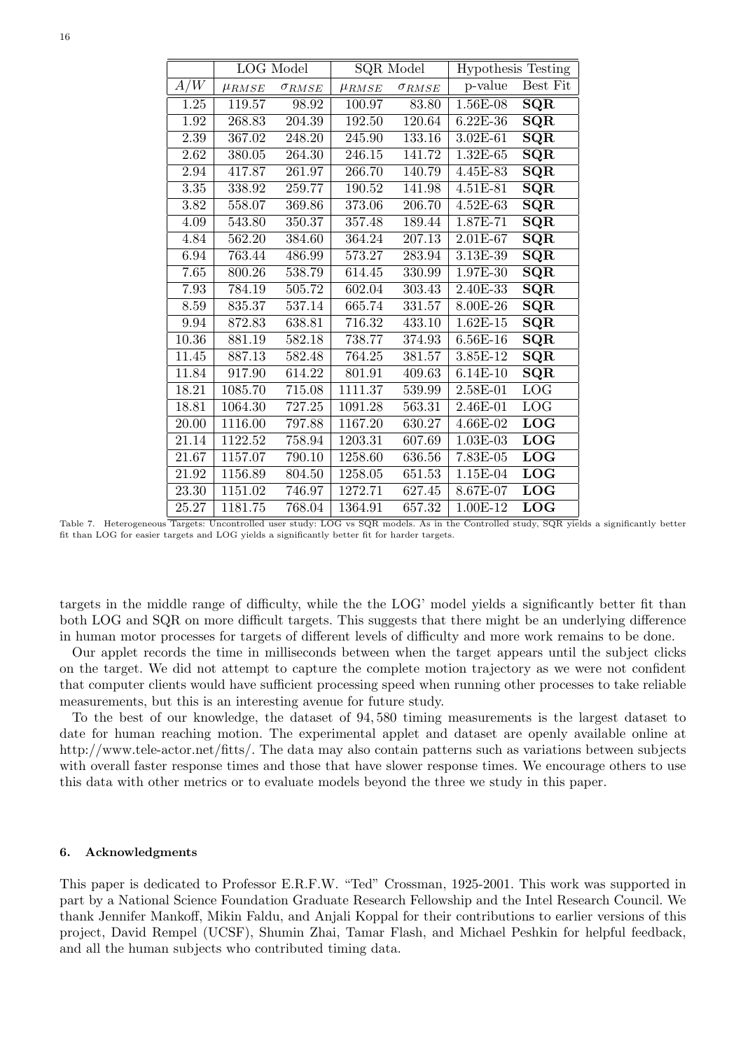| | LOG Model | | SQR Model | | Hypothesis Testing | |
|---|---|---|---|---|---|---|
| $A/W$ | $\mu_{RMSE}$ | $\sigma_{RMSE}$ | $\mu_{RMSE}$ | $\sigma_{RMSE}$ | p-value | Best Fit |
| 1.25 | 119.57 | 98.92 | 100.97 | 83.80 | 1.56E-08 | **SQR** |
| 1.92 | 268.83 | 204.39 | 192.50 | 120.64 | 6.22E-36 | **SQR** |
| 2.39 | 367.02 | 248.20 | 245.90 | 133.16 | 3.02E-61 | **SQR** |
| 2.62 | 380.05 | 264.30 | 246.15 | 141.72 | 1.32E-65 | **SQR** |
| 2.94 | 417.87 | 261.97 | 266.70 | 140.79 | 4.45E-83 | **SQR** |
| 3.35 | 338.92 | 259.77 | 190.52 | 141.98 | 4.51E-81 | **SQR** |
| 3.82 | 558.07 | 369.86 | 373.06 | 206.70 | 4.52E-63 | **SQR** |
| 4.09 | 543.80 | 350.37 | 357.48 | 189.44 | 1.87E-71 | **SQR** |
| 4.84 | 562.20 | 384.60 | 364.24 | 207.13 | 2.01E-67 | **SQR** |
| 6.94 | 763.44 | 486.99 | 573.27 | 283.94 | 3.13E-39 | **SQR** |
| 7.65 | 800.26 | 538.79 | 614.45 | 330.99 | 1.97E-30 | **SQR** |
| 7.93 | 784.19 | 505.72 | 602.04 | 303.43 | 2.40E-33 | **SQR** |
| 8.59 | 835.37 | 537.14 | 665.74 | 331.57 | 8.00E-26 | **SQR** |
| 9.94 | 872.83 | 638.81 | 716.32 | 433.10 | 1.62E-15 | **SQR** |
| 10.36 | 881.19 | 582.18 | 738.77 | 374.93 | 6.56E-16 | **SQR** |
| 11.45 | 887.13 | 582.48 | 764.25 | 381.57 | 3.85E-12 | **SQR** |
| 11.84 | 917.90 | 614.22 | 801.91 | 409.63 | 6.14E-10 | **SQR** |
| 18.21 | 1085.70 | 715.08 | 1111.37 | 539.99 | 2.58E-01 | LOG |
| 18.81 | 1064.30 | 727.25 | 1091.28 | 563.31 | 2.46E-01 | LOG |
| 20.00 | 1116.00 | 797.88 | 1167.20 | 630.27 | 4.66E-02 | **LOG** |
| 21.14 | 1122.52 | 758.94 | 1203.31 | 607.69 | 1.03E-03 | **LOG** |
| 21.67 | 1157.07 | 790.10 | 1258.60 | 636.56 | 7.83E-05 | **LOG** |
| 21.92 | 1156.89 | 804.50 | 1258.05 | 651.53 | 1.15E-04 | **LOG** |
| 23.30 | 1151.02 | 746.97 | 1272.71 | 627.45 | 8.67E-07 | **LOG** |
| 25.27 | 1181.75 | 768.04 | 1364.91 | 657.32 | 1.00E-12 | **LOG** |

Table 7. Heterogeneous Targets: Uncontrolled user study: LOG vs SQR models. As in the Controlled study, SQR yields a significantly better fit than LOG for easier targets and LOG yields a significantly better fit for harder targets.

targets in the middle range of difficulty, while the the LOG' model yields a significantly better fit than both LOG and SQR on more difficult targets. This suggests that there might be an underlying difference in human motor processes for targets of different levels of difficulty and more work remains to be done.

Our applet records the time in milliseconds between when the target appears until the subject clicks on the target. We did not attempt to capture the complete motion trajectory as we were not confident that computer clients would have sufficient processing speed when running other processes to take reliable measurements, but this is an interesting avenue for future study.

To the best of our knowledge, the dataset of 94,580 timing measurements is the largest dataset to date for human reaching motion. The experimental applet and dataset are openly available online at http://www.tele-actor.net/fitts/. The data may also contain patterns such as variations between subjects with overall faster response times and those that have slower response times. We encourage others to use this data with other metrics or to evaluate models beyond the three we study in this paper.

## 6. Acknowledgments

This paper is dedicated to Professor E.R.F.W. "Ted" Crossman, 1925-2001. This work was supported in part by a National Science Foundation Graduate Research Fellowship and the Intel Research Council. We thank Jennifer Mankoff, Mikin Faldu, and Anjali Koppal for their contributions to earlier versions of this project, David Rempel (UCSF), Shumin Zhai, Tamar Flash, and Michael Peshkin for helpful feedback, and all the human subjects who contributed timing data.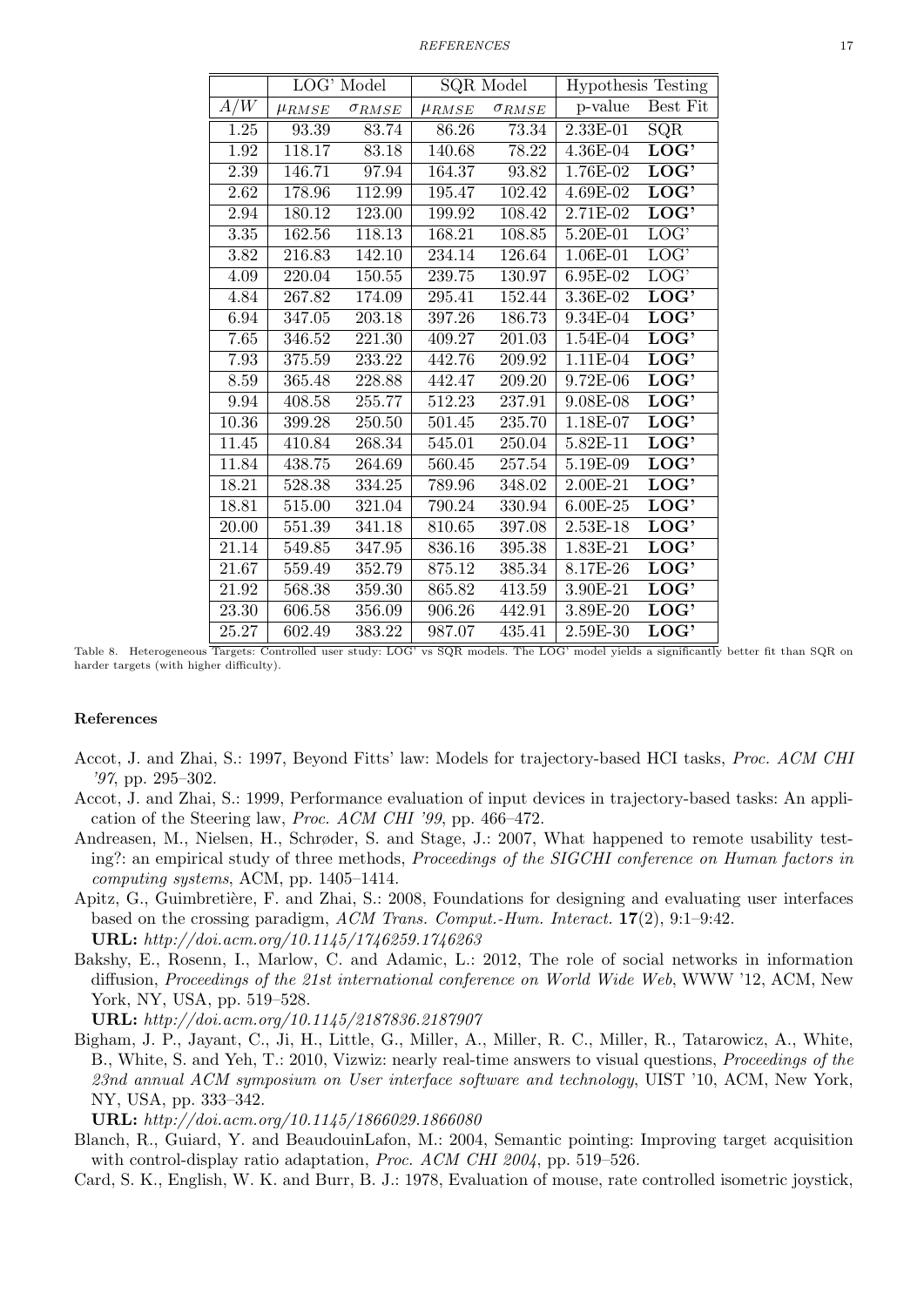| | LOG' Model | | SQR Model | | Hypothesis Testing | |
|---|---|---|---|---|---|---|
| $A/W$ | $\mu_{RMSE}$ | $\sigma_{RMSE}$ | $\mu_{RMSE}$ | $\sigma_{RMSE}$ | p-value | Best Fit |
| 1.25 | 93.39 | 83.74 | 86.26 | 73.34 | 2.33E-01 | SQR |
| 1.92 | 118.17 | 83.18 | 140.68 | 78.22 | 4.36E-04 | **LOG'** |
| 2.39 | 146.71 | 97.94 | 164.37 | 93.82 | 1.76E-02 | **LOG'** |
| 2.62 | 178.96 | 112.99 | 195.47 | 102.42 | 4.69E-02 | **LOG'** |
| 2.94 | 180.12 | 123.00 | 199.92 | 108.42 | 2.71E-02 | **LOG'** |
| 3.35 | 162.56 | 118.13 | 168.21 | 108.85 | 5.20E-01 | LOG' |
| 3.82 | 216.83 | 142.10 | 234.14 | 126.64 | 1.06E-01 | LOG' |
| 4.09 | 220.04 | 150.55 | 239.75 | 130.97 | 6.95E-02 | LOG' |
| 4.84 | 267.82 | 174.09 | 295.41 | 152.44 | 3.36E-02 | **LOG'** |
| 6.94 | 347.05 | 203.18 | 397.26 | 186.73 | 9.34E-04 | **LOG'** |
| 7.65 | 346.52 | 221.30 | 409.27 | 201.03 | 1.54E-04 | **LOG'** |
| 7.93 | 375.59 | 233.22 | 442.76 | 209.92 | 1.11E-04 | **LOG'** |
| 8.59 | 365.48 | 228.88 | 442.47 | 209.20 | 9.72E-06 | **LOG'** |
| 9.94 | 408.58 | 255.77 | 512.23 | 237.91 | 9.08E-08 | **LOG'** |
| 10.36 | 399.28 | 250.50 | 501.45 | 235.70 | 1.18E-07 | **LOG'** |
| 11.45 | 410.84 | 268.34 | 545.01 | 250.04 | 5.82E-11 | **LOG'** |
| 11.84 | 438.75 | 264.69 | 560.45 | 257.54 | 5.19E-09 | **LOG'** |
| 18.21 | 528.38 | 334.25 | 789.96 | 348.02 | 2.00E-21 | **LOG'** |
| 18.81 | 515.00 | 321.04 | 790.24 | 330.94 | 6.00E-25 | **LOG'** |
| 20.00 | 551.39 | 341.18 | 810.65 | 397.08 | 2.53E-18 | **LOG'** |
| 21.14 | 549.85 | 347.95 | 836.16 | 395.38 | 1.83E-21 | **LOG'** |
| 21.67 | 559.49 | 352.79 | 875.12 | 385.34 | 8.17E-26 | **LOG'** |
| 21.92 | 568.38 | 359.30 | 865.82 | 413.59 | 3.90E-21 | **LOG'** |
| 23.30 | 606.58 | 356.09 | 906.26 | 442.91 | 3.89E-20 | **LOG'** |
| 25.27 | 602.49 | 383.22 | 987.07 | 435.41 | 2.59E-30 | **LOG'** |

Table 8. Heterogeneous Targets: Controlled user study: LOG' vs SQR models. The LOG' model yields a significantly better fit than SQR on harder targets (with higher difficulty).

### References

Accot, J. and Zhai, S.: 1997, Beyond Fitts' law: Models for trajectory-based HCI tasks, *Proc. ACM CHI '97*, pp. 295–302.

Accot, J. and Zhai, S.: 1999, Performance evaluation of input devices in trajectory-based tasks: An application of the Steering law, *Proc. ACM CHI '99*, pp. 466–472.

Andreasen, M., Nielsen, H., Schrøder, S. and Stage, J.: 2007, What happened to remote usability testing?: an empirical study of three methods, *Proceedings of the SIGCHI conference on Human factors in computing systems*, ACM, pp. 1405–1414.

Apitz, G., Guimbretière, F. and Zhai, S.: 2008, Foundations for designing and evaluating user interfaces based on the crossing paradigm, *ACM Trans. Comput.-Hum. Interact.* **17**(2), 9:1–9:42.
**URL:** *http://doi.acm.org/10.1145/1746259.1746263*

Bakshy, E., Rosenn, I., Marlow, C. and Adamic, L.: 2012, The role of social networks in information diffusion, *Proceedings of the 21st international conference on World Wide Web*, WWW '12, ACM, New York, NY, USA, pp. 519–528.
**URL:** *http://doi.acm.org/10.1145/2187836.2187907*

Bigham, J. P., Jayant, C., Ji, H., Little, G., Miller, A., Miller, R. C., Miller, R., Tatarowicz, A., White, B., White, S. and Yeh, T.: 2010, Vizwiz: nearly real-time answers to visual questions, *Proceedings of the 23nd annual ACM symposium on User interface software and technology*, UIST '10, ACM, New York, NY, USA, pp. 333–342.
**URL:** *http://doi.acm.org/10.1145/1866029.1866080*

Blanch, R., Guiard, Y. and BeaudouinLafon, M.: 2004, Semantic pointing: Improving target acquisition with control-display ratio adaptation, *Proc. ACM CHI 2004*, pp. 519–526.

Card, S. K., English, W. K. and Burr, B. J.: 1978, Evaluation of mouse, rate controlled isometric joystick,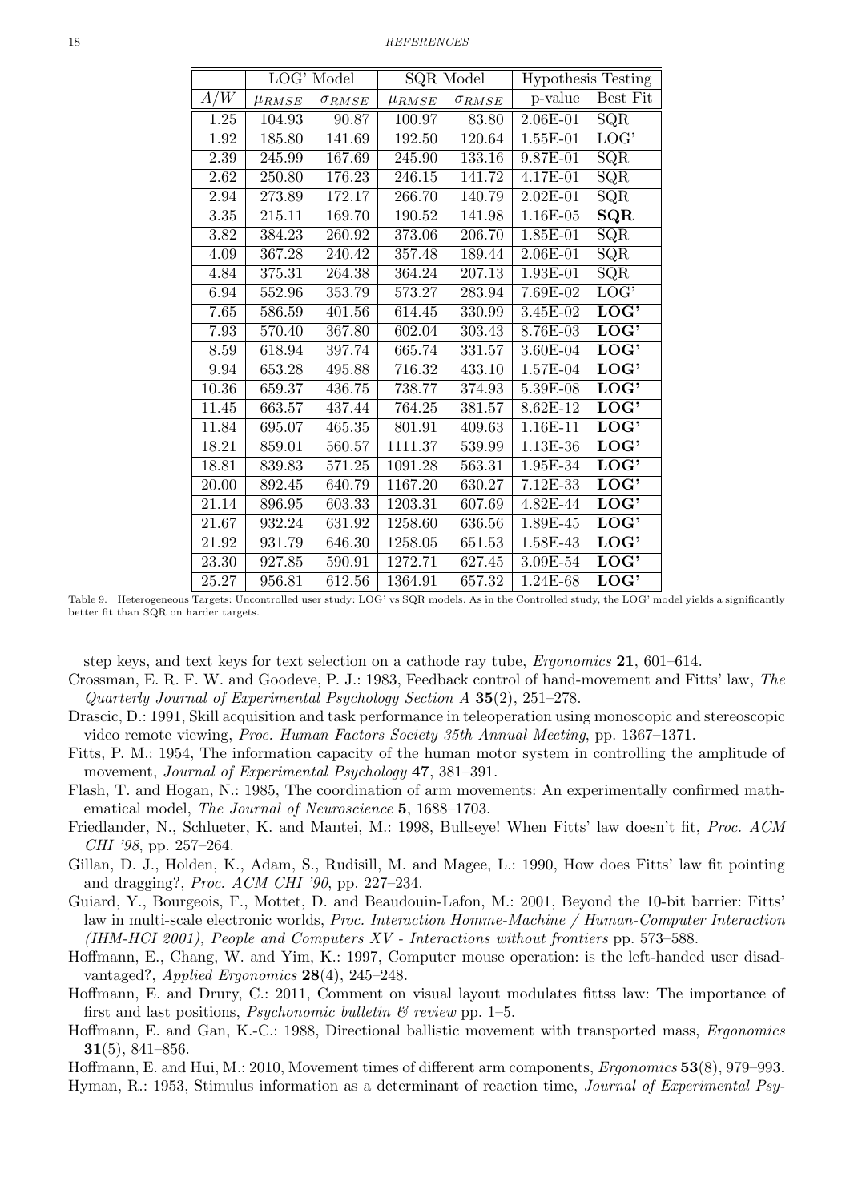| | LOG' Model | | SQR Model | | Hypothesis Testing | |
|---|---|---|---|---|---|---|
| $A/W$ | $\mu_{RMSE}$ | $\sigma_{RMSE}$ | $\mu_{RMSE}$ | $\sigma_{RMSE}$ | p-value | Best Fit |
| 1.25 | 104.93 | 90.87 | 100.97 | 83.80 | 2.06E-01 | SQR |
| 1.92 | 185.80 | 141.69 | 192.50 | 120.64 | 1.55E-01 | LOG' |
| 2.39 | 245.99 | 167.69 | 245.90 | 133.16 | 9.87E-01 | SQR |
| 2.62 | 250.80 | 176.23 | 246.15 | 141.72 | 4.17E-01 | SQR |
| 2.94 | 273.89 | 172.17 | 266.70 | 140.79 | 2.02E-01 | SQR |
| 3.35 | 215.11 | 169.70 | 190.52 | 141.98 | 1.16E-05 | **SQR** |
| 3.82 | 384.23 | 260.92 | 373.06 | 206.70 | 1.85E-01 | SQR |
| 4.09 | 367.28 | 240.42 | 357.48 | 189.44 | 2.06E-01 | SQR |
| 4.84 | 375.31 | 264.38 | 364.24 | 207.13 | 1.93E-01 | SQR |
| 6.94 | 552.96 | 353.79 | 573.27 | 283.94 | 7.69E-02 | LOG' |
| 7.65 | 586.59 | 401.56 | 614.45 | 330.99 | 3.45E-02 | **LOG'** |
| 7.93 | 570.40 | 367.80 | 602.04 | 303.43 | 8.76E-03 | **LOG'** |
| 8.59 | 618.94 | 397.74 | 665.74 | 331.57 | 3.60E-04 | **LOG'** |
| 9.94 | 653.28 | 495.88 | 716.32 | 433.10 | 1.57E-04 | **LOG'** |
| 10.36 | 659.37 | 436.75 | 738.77 | 374.93 | 5.39E-08 | **LOG'** |
| 11.45 | 663.57 | 437.44 | 764.25 | 381.57 | 8.62E-12 | **LOG'** |
| 11.84 | 695.07 | 465.35 | 801.91 | 409.63 | 1.16E-11 | **LOG'** |
| 18.21 | 859.01 | 560.57 | 1111.37 | 539.99 | 1.13E-36 | **LOG'** |
| 18.81 | 839.83 | 571.25 | 1091.28 | 563.31 | 1.95E-34 | **LOG'** |
| 20.00 | 892.45 | 640.79 | 1167.20 | 630.27 | 7.12E-33 | **LOG'** |
| 21.14 | 896.95 | 603.33 | 1203.31 | 607.69 | 4.82E-44 | **LOG'** |
| 21.67 | 932.24 | 631.92 | 1258.60 | 636.56 | 1.89E-45 | **LOG'** |
| 21.92 | 931.79 | 646.30 | 1258.05 | 651.53 | 1.58E-43 | **LOG'** |
| 23.30 | 927.85 | 590.91 | 1272.71 | 627.45 | 3.09E-54 | **LOG'** |
| 25.27 | 956.81 | 612.56 | 1364.91 | 657.32 | 1.24E-68 | **LOG'** |

Table 9. Heterogeneous Targets: Uncontrolled user study: LOG' vs SQR models. As in the Controlled study, the LOG' model yields a significantly better fit than SQR on harder targets.

step keys, and text keys for text selection on a cathode ray tube, *Ergonomics* **21**, 601–614.

Crossman, E. R. F. W. and Goodeve, P. J.: 1983, Feedback control of hand-movement and Fitts' law, *The Quarterly Journal of Experimental Psychology Section A* **35**(2), 251–278.

Drascic, D.: 1991, Skill acquisition and task performance in teleoperation using monoscopic and stereoscopic video remote viewing, *Proc. Human Factors Society 35th Annual Meeting*, pp. 1367–1371.

Fitts, P. M.: 1954, The information capacity of the human motor system in controlling the amplitude of movement, *Journal of Experimental Psychology* **47**, 381–391.

Flash, T. and Hogan, N.: 1985, The coordination of arm movements: An experimentally confirmed mathematical model, *The Journal of Neuroscience* **5**, 1688–1703.

Friedlander, N., Schlueter, K. and Mantei, M.: 1998, Bullseye! When Fitts' law doesn't fit, *Proc. ACM CHI '98*, pp. 257–264.

Gillan, D. J., Holden, K., Adam, S., Rudisill, M. and Magee, L.: 1990, How does Fitts' law fit pointing and dragging?, *Proc. ACM CHI '90*, pp. 227–234.

Guiard, Y., Bourgeois, F., Mottet, D. and Beaudouin-Lafon, M.: 2001, Beyond the 10-bit barrier: Fitts' law in multi-scale electronic worlds, *Proc. Interaction Homme-Machine / Human-Computer Interaction (IHM-HCI 2001), People and Computers XV - Interactions without frontiers* pp. 573–588.

Hoffmann, E., Chang, W. and Yim, K.: 1997, Computer mouse operation: is the left-handed user disadvantaged?, *Applied Ergonomics* **28**(4), 245–248.

Hoffmann, E. and Drury, C.: 2011, Comment on visual layout modulates fittss law: The importance of first and last positions, *Psychonomic bulletin & review* pp. 1–5.

Hoffmann, E. and Gan, K.-C.: 1988, Directional ballistic movement with transported mass, *Ergonomics* **31**(5), 841–856.

Hoffmann, E. and Hui, M.: 2010, Movement times of different arm components, *Ergonomics* **53**(8), 979–993.

Hyman, R.: 1953, Stimulus information as a determinant of reaction time, *Journal of Experimental Psy-*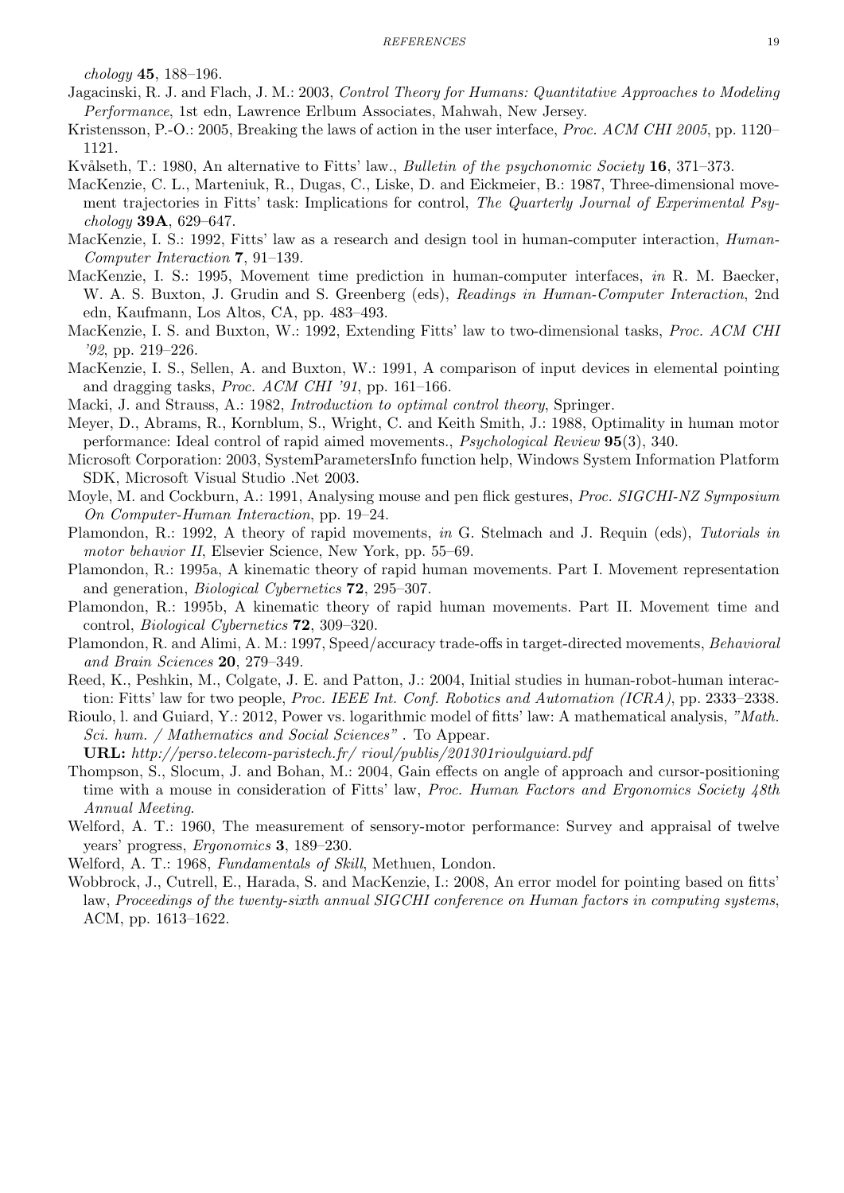*chology* **45**, 188–196.

Jagacinski, R. J. and Flach, J. M.: 2003, *Control Theory for Humans: Quantitative Approaches to Modeling Performance*, 1st edn, Lawrence Erlbum Associates, Mahwah, New Jersey.

Kristensson, P.-O.: 2005, Breaking the laws of action in the user interface, *Proc. ACM CHI 2005*, pp. 1120–1121.

Kvålseth, T.: 1980, An alternative to Fitts' law., *Bulletin of the psychonomic Society* **16**, 371–373.

MacKenzie, C. L., Marteniuk, R., Dugas, C., Liske, D. and Eickmeier, B.: 1987, Three-dimensional movement trajectories in Fitts' task: Implications for control, *The Quarterly Journal of Experimental Psychology* **39A**, 629–647.

MacKenzie, I. S.: 1992, Fitts' law as a research and design tool in human-computer interaction, *Human-Computer Interaction* **7**, 91–139.

MacKenzie, I. S.: 1995, Movement time prediction in human-computer interfaces, *in* R. M. Baecker, W. A. S. Buxton, J. Grudin and S. Greenberg (eds), *Readings in Human-Computer Interaction*, 2nd edn, Kaufmann, Los Altos, CA, pp. 483–493.

MacKenzie, I. S. and Buxton, W.: 1992, Extending Fitts' law to two-dimensional tasks, *Proc. ACM CHI '92*, pp. 219–226.

MacKenzie, I. S., Sellen, A. and Buxton, W.: 1991, A comparison of input devices in elemental pointing and dragging tasks, *Proc. ACM CHI '91*, pp. 161–166.

Macki, J. and Strauss, A.: 1982, *Introduction to optimal control theory*, Springer.

Meyer, D., Abrams, R., Kornblum, S., Wright, C. and Keith Smith, J.: 1988, Optimality in human motor performance: Ideal control of rapid aimed movements., *Psychological Review* **95**(3), 340.

Microsoft Corporation: 2003, SystemParametersInfo function help, Windows System Information Platform SDK, Microsoft Visual Studio .Net 2003.

Moyle, M. and Cockburn, A.: 1991, Analysing mouse and pen flick gestures, *Proc. SIGCHI-NZ Symposium On Computer-Human Interaction*, pp. 19–24.

Plamondon, R.: 1992, A theory of rapid movements, *in* G. Stelmach and J. Requin (eds), *Tutorials in motor behavior II*, Elsevier Science, New York, pp. 55–69.

Plamondon, R.: 1995a, A kinematic theory of rapid human movements. Part I. Movement representation and generation, *Biological Cybernetics* **72**, 295–307.

Plamondon, R.: 1995b, A kinematic theory of rapid human movements. Part II. Movement time and control, *Biological Cybernetics* **72**, 309–320.

Plamondon, R. and Alimi, A. M.: 1997, Speed/accuracy trade-offs in target-directed movements, *Behavioral and Brain Sciences* **20**, 279–349.

Reed, K., Peshkin, M., Colgate, J. E. and Patton, J.: 2004, Initial studies in human-robot-human interaction: Fitts' law for two people, *Proc. IEEE Int. Conf. Robotics and Automation (ICRA)*, pp. 2333–2338.

Rioulo, l. and Guiard, Y.: 2012, Power vs. logarithmic model of fitts' law: A mathematical analysis, *"Math. Sci. hum. / Mathematics and Social Sciences"* . To Appear.
**URL:** *http://perso.telecom-paristech.fr/ rioul/publis/201301rioulguiard.pdf*

Thompson, S., Slocum, J. and Bohan, M.: 2004, Gain effects on angle of approach and cursor-positioning time with a mouse in consideration of Fitts' law, *Proc. Human Factors and Ergonomics Society 48th Annual Meeting*.

Welford, A. T.: 1960, The measurement of sensory-motor performance: Survey and appraisal of twelve years' progress, *Ergonomics* **3**, 189–230.

Welford, A. T.: 1968, *Fundamentals of Skill*, Methuen, London.

Wobbrock, J., Cutrell, E., Harada, S. and MacKenzie, I.: 2008, An error model for pointing based on fitts' law, *Proceedings of the twenty-sixth annual SIGCHI conference on Human factors in computing systems*, ACM, pp. 1613–1622.